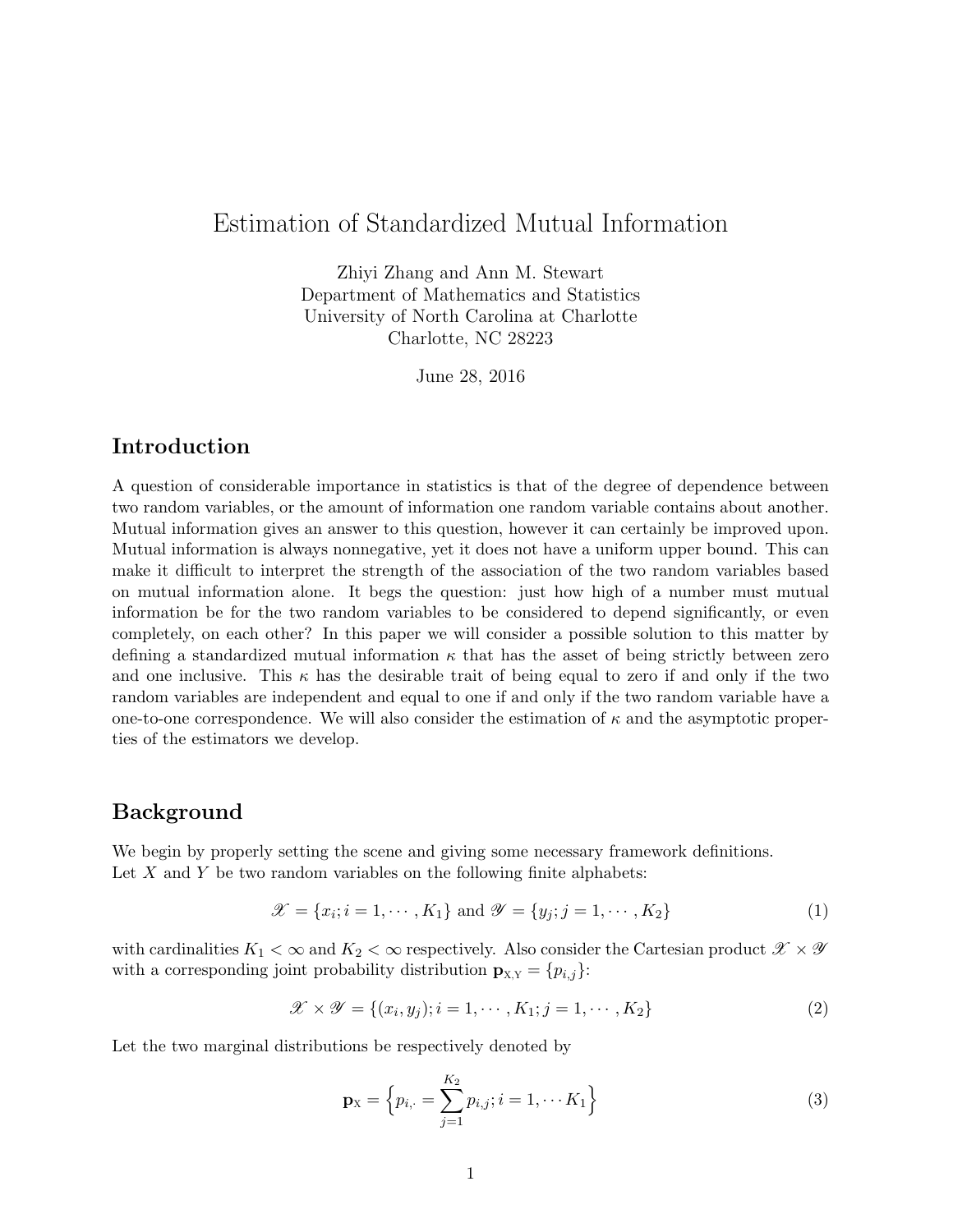# Estimation of Standardized Mutual Information

Zhiyi Zhang and Ann M. Stewart
Department of Mathematics and Statistics
University of North Carolina at Charlotte
Charlotte, NC 28223

June 28, 2016

## Introduction

A question of considerable importance in statistics is that of the degree of dependence between two random variables, or the amount of information one random variable contains about another. Mutual information gives an answer to this question, however it can certainly be improved upon. Mutual information is always nonnegative, yet it does not have a uniform upper bound. This can make it difficult to interpret the strength of the association of the two random variables based on mutual information alone. It begs the question: just how high of a number must mutual information be for the two random variables to be considered to depend significantly, or even completely, on each other? In this paper we will consider a possible solution to this matter by defining a standardized mutual information $\kappa$ that has the asset of being strictly between zero and one inclusive. This $\kappa$ has the desirable trait of being equal to zero if and only if the two random variables are independent and equal to one if and only if the two random variable have a one-to-one correspondence. We will also consider the estimation of $\kappa$ and the asymptotic properties of the estimators we develop.

## Background

We begin by properly setting the scene and giving some necessary framework definitions.
Let $X$ and $Y$ be two random variables on the following finite alphabets:

$$\mathscr{X} = \{x_i; i = 1, \cdots, K_1\} \text{ and } \mathscr{Y} = \{y_j; j = 1, \cdots, K_2\} \tag{1}$$

with cardinalities $K_1 < \infty$ and $K_2 < \infty$ respectively. Also consider the Cartesian product $\mathscr{X} \times \mathscr{Y}$ with a corresponding joint probability distribution $\mathbf{p}_{X,Y} = \{p_{i,j}\}$:

$$\mathscr{X} \times \mathscr{Y} = \{(x_i, y_j); i = 1, \cdots, K_1; j = 1, \cdots, K_2\} \tag{2}$$

Let the two marginal distributions be respectively denoted by

$$\mathbf{p}_X = \left\{p_{i,\cdot} = \sum_{j=1}^{K_2} p_{i,j}; i = 1, \cdots K_1\right\} \tag{3}$$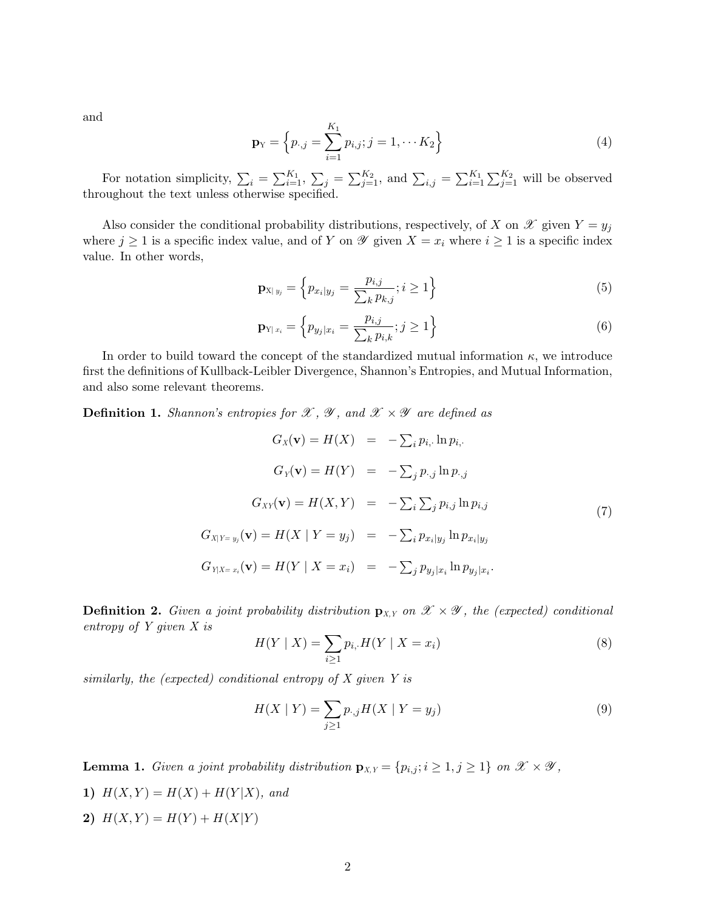and

$$\mathbf{p}_{Y} = \left\{ p_{\cdot,j} = \sum_{i=1}^{K_1} p_{i,j}; j = 1, \cdots K_2 \right\} \tag{4}$$

For notation simplicity, $\sum_i = \sum_{i=1}^{K_1}$, $\sum_j = \sum_{j=1}^{K_2}$, and $\sum_{i,j} = \sum_{i=1}^{K_1}\sum_{j=1}^{K_2}$ will be observed throughout the text unless otherwise specified.

Also consider the conditional probability distributions, respectively, of $X$ on $\mathscr{X}$ given $Y = y_j$ where $j \geq 1$ is a specific index value, and of $Y$ on $\mathscr{Y}$ given $X = x_i$ where $i \geq 1$ is a specific index value. In other words,

$$\mathbf{p}_{X|\,y_j} = \left\{ p_{x_i|y_j} = \frac{p_{i,j}}{\sum_k p_{k,j}}; i \geq 1 \right\} \tag{5}$$

$$\mathbf{p}_{Y|\,x_i} = \left\{ p_{y_j|x_i} = \frac{p_{i,j}}{\sum_k p_{i,k}}; j \geq 1 \right\} \tag{6}$$

In order to build toward the concept of the standardized mutual information $\kappa$, we introduce first the definitions of Kullback-Leibler Divergence, Shannon's Entropies, and Mutual Information, and also some relevant theorems.

**Definition 1.** *Shannon's entropies for $\mathscr{X}$, $\mathscr{Y}$, and $\mathscr{X} \times \mathscr{Y}$ are defined as*

$$\begin{aligned}
G_X(\mathbf{v}) = H(X) &= -\textstyle\sum_i p_{i,\cdot} \ln p_{i,\cdot} \\
G_Y(\mathbf{v}) = H(Y) &= -\textstyle\sum_j p_{\cdot,j} \ln p_{\cdot,j} \\
G_{XY}(\mathbf{v}) = H(X,Y) &= -\textstyle\sum_i \sum_j p_{i,j} \ln p_{i,j} \\
G_{X|Y=\,y_j}(\mathbf{v}) = H(X \mid Y = y_j) &= -\textstyle\sum_i p_{x_i|y_j} \ln p_{x_i|y_j} \\
G_{Y|X=\,x_i}(\mathbf{v}) = H(Y \mid X = x_i) &= -\textstyle\sum_j p_{y_j|x_i} \ln p_{y_j|x_i}.
\end{aligned} \tag{7}$$

**Definition 2.** *Given a joint probability distribution $\mathbf{p}_{X,Y}$ on $\mathscr{X} \times \mathscr{Y}$, the (expected) conditional entropy of $Y$ given $X$ is*

$$H(Y \mid X) = \sum_{i \geq 1} p_{i,\cdot} H(Y \mid X = x_i) \tag{8}$$

*similarly, the (expected) conditional entropy of $X$ given $Y$ is*

$$H(X \mid Y) = \sum_{j \geq 1} p_{\cdot,j} H(X \mid Y = y_j) \tag{9}$$

**Lemma 1.** *Given a joint probability distribution $\mathbf{p}_{X,Y} = \{p_{i,j}; i \geq 1, j \geq 1\}$ on $\mathscr{X} \times \mathscr{Y}$,*

**1)** *$H(X,Y) = H(X) + H(Y|X)$, and*

**2)** *$H(X,Y) = H(Y) + H(X|Y)$*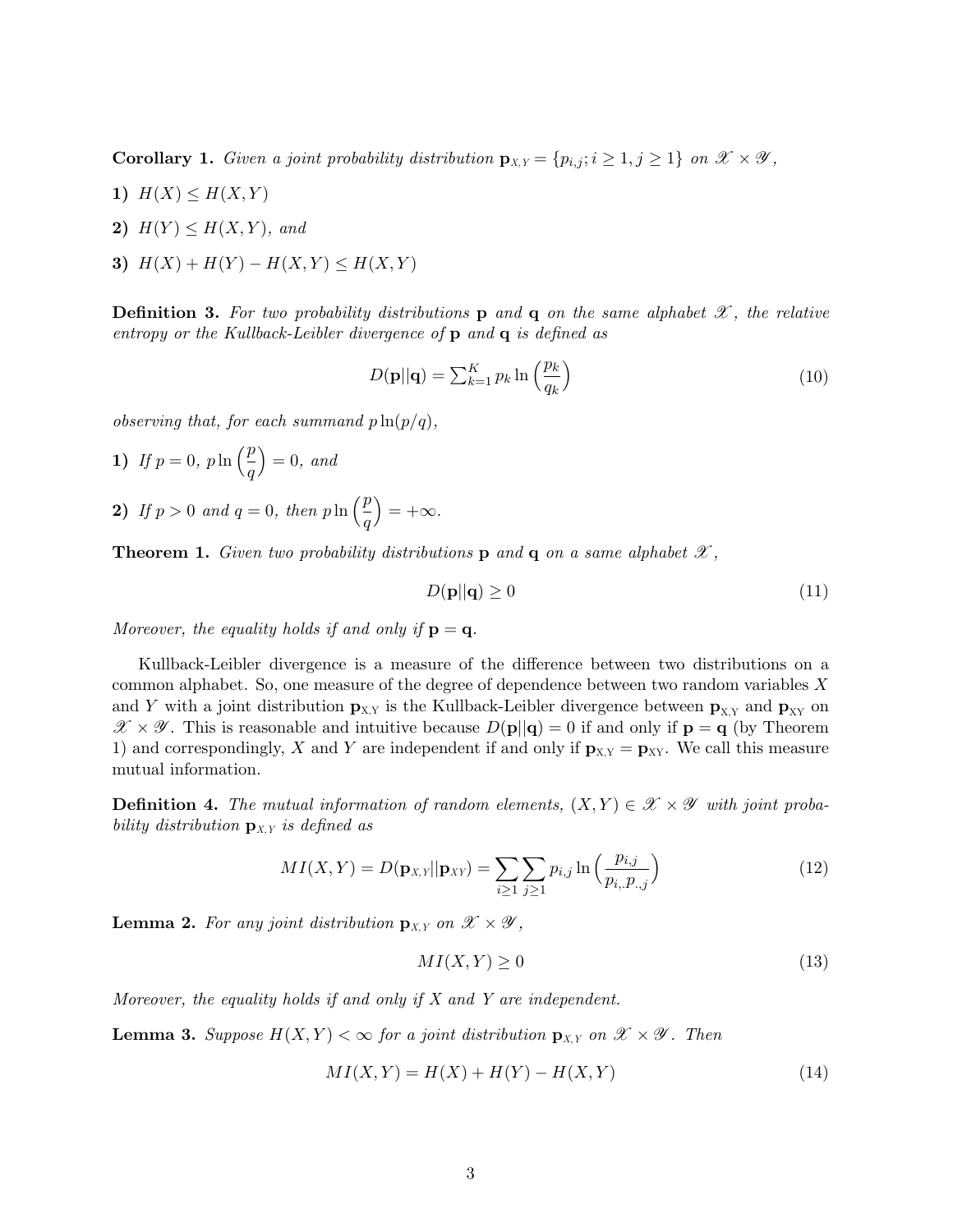**Corollary 1.** *Given a joint probability distribution $\mathbf{p}_{X,Y} = \{p_{i,j}; i \geq 1, j \geq 1\}$ on $\mathscr{X} \times \mathscr{Y}$,*

**1)** $H(X) \leq H(X,Y)$

**2)** $H(Y) \leq H(X,Y)$*, and*

**3)** $H(X) + H(Y) - H(X,Y) \leq H(X,Y)$

**Definition 3.** *For two probability distributions $\mathbf{p}$ and $\mathbf{q}$ on the same alphabet $\mathscr{X}$, the relative entropy or the Kullback-Leibler divergence of $\mathbf{p}$ and $\mathbf{q}$ is defined as*

$$D(\mathbf{p}||\mathbf{q}) = \textstyle\sum_{k=1}^{K} p_k \ln\left(\frac{p_k}{q_k}\right) \tag{10}$$

*observing that, for each summand $p \ln(p/q)$,*

**1)** *If $p = 0$, $p \ln\left(\frac{p}{q}\right) = 0$, and*

**2)** *If $p > 0$ and $q = 0$, then $p \ln\left(\frac{p}{q}\right) = +\infty$.*

**Theorem 1.** *Given two probability distributions $\mathbf{p}$ and $\mathbf{q}$ on a same alphabet $\mathscr{X}$,*

$$D(\mathbf{p}||\mathbf{q}) \geq 0 \tag{11}$$

*Moreover, the equality holds if and only if $\mathbf{p} = \mathbf{q}$.*

Kullback-Leibler divergence is a measure of the difference between two distributions on a common alphabet. So, one measure of the degree of dependence between two random variables $X$ and $Y$ with a joint distribution $\mathbf{p}_{X,Y}$ is the Kullback-Leibler divergence between $\mathbf{p}_{X,Y}$ and $\mathbf{p}_{XY}$ on $\mathscr{X} \times \mathscr{Y}$. This is reasonable and intuitive because $D(\mathbf{p}||\mathbf{q}) = 0$ if and only if $\mathbf{p} = \mathbf{q}$ (by Theorem 1) and correspondingly, $X$ and $Y$ are independent if and only if $\mathbf{p}_{X,Y} = \mathbf{p}_{XY}$. We call this measure mutual information.

**Definition 4.** *The mutual information of random elements, $(X,Y) \in \mathscr{X} \times \mathscr{Y}$ with joint probability distribution $\mathbf{p}_{X,Y}$ is defined as*

$$MI(X,Y) = D(\mathbf{p}_{X,Y}||\mathbf{p}_{XY}) = \sum_{i \geq 1} \sum_{j \geq 1} p_{i,j} \ln\left(\frac{p_{i,j}}{p_{i,\cdot} p_{\cdot,j}}\right) \tag{12}$$

**Lemma 2.** *For any joint distribution $\mathbf{p}_{X,Y}$ on $\mathscr{X} \times \mathscr{Y}$,*

$$MI(X,Y) \geq 0 \tag{13}$$

*Moreover, the equality holds if and only if $X$ and $Y$ are independent.*

**Lemma 3.** *Suppose $H(X,Y) < \infty$ for a joint distribution $\mathbf{p}_{X,Y}$ on $\mathscr{X} \times \mathscr{Y}$. Then*

$$MI(X,Y) = H(X) + H(Y) - H(X,Y) \tag{14}$$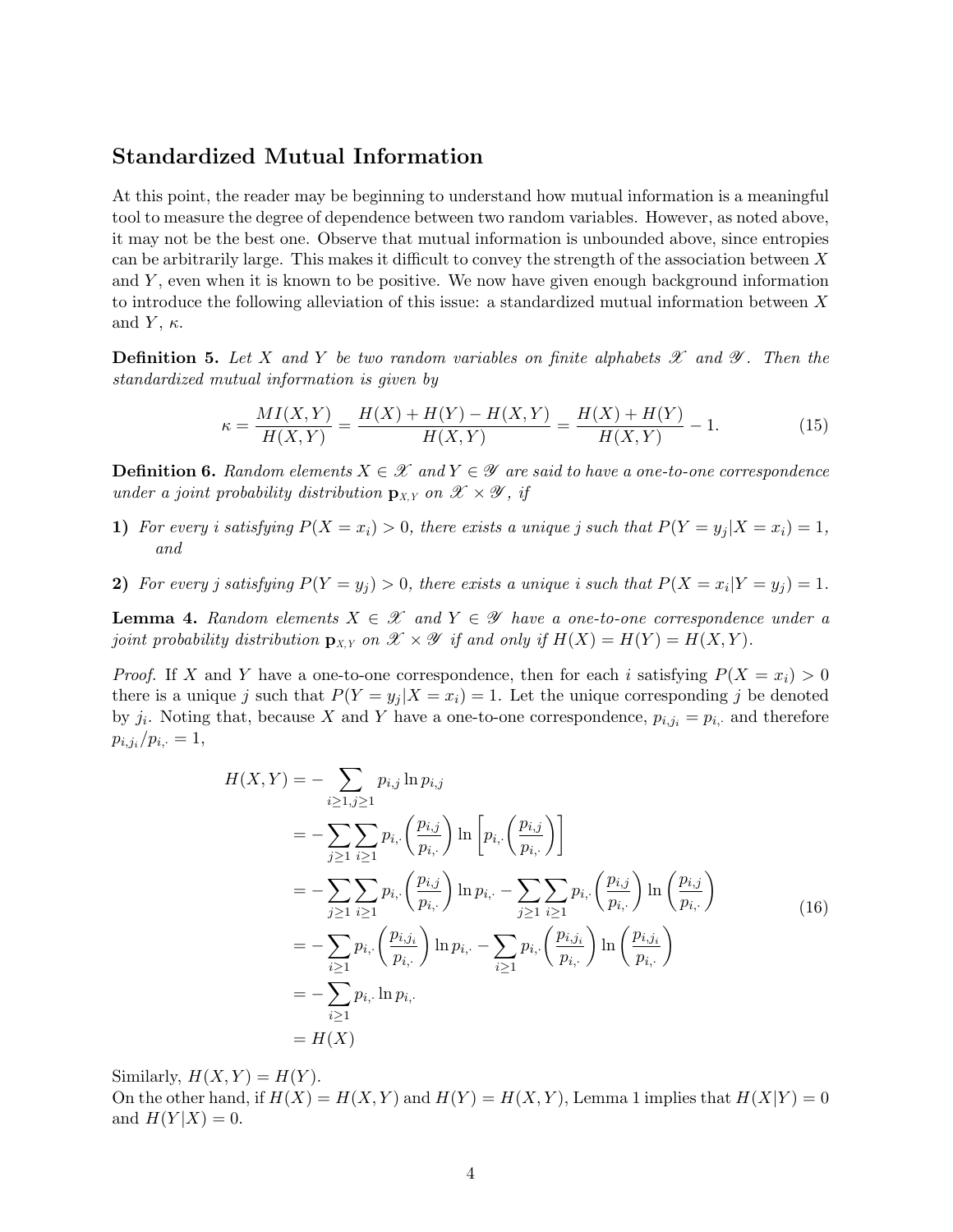## Standardized Mutual Information

At this point, the reader may be beginning to understand how mutual information is a meaningful tool to measure the degree of dependence between two random variables. However, as noted above, it may not be the best one. Observe that mutual information is unbounded above, since entropies can be arbitrarily large. This makes it difficult to convey the strength of the association between $X$ and $Y$, even when it is known to be positive. We now have given enough background information to introduce the following alleviation of this issue: a standardized mutual information between $X$ and $Y$, $\kappa$.

**Definition 5.** *Let $X$ and $Y$ be two random variables on finite alphabets $\mathscr{X}$ and $\mathscr{Y}$. Then the standardized mutual information is given by*

$$\kappa = \frac{MI(X,Y)}{H(X,Y)} = \frac{H(X) + H(Y) - H(X,Y)}{H(X,Y)} = \frac{H(X) + H(Y)}{H(X,Y)} - 1. \tag{15}$$

**Definition 6.** *Random elements $X \in \mathscr{X}$ and $Y \in \mathscr{Y}$ are said to have a one-to-one correspondence under a joint probability distribution $\mathbf{p}_{X,Y}$ on $\mathscr{X} \times \mathscr{Y}$, if*

**1)** *For every $i$ satisfying $P(X = x_i) > 0$, there exists a unique $j$ such that $P(Y = y_j | X = x_i) = 1$, and*

**2)** *For every $j$ satisfying $P(Y = y_j) > 0$, there exists a unique $i$ such that $P(X = x_i | Y = y_j) = 1$.*

**Lemma 4.** *Random elements $X \in \mathscr{X}$ and $Y \in \mathscr{Y}$ have a one-to-one correspondence under a joint probability distribution $\mathbf{p}_{X,Y}$ on $\mathscr{X} \times \mathscr{Y}$ if and only if $H(X) = H(Y) = H(X,Y)$.*

*Proof.* If $X$ and $Y$ have a one-to-one correspondence, then for each $i$ satisfying $P(X = x_i) > 0$ there is a unique $j$ such that $P(Y = y_j | X = x_i) = 1$. Let the unique corresponding $j$ be denoted by $j_i$. Noting that, because $X$ and $Y$ have a one-to-one correspondence, $p_{i,j_i} = p_{i,\cdot}$ and therefore $p_{i,j_i}/p_{i,\cdot} = 1$,

$$\begin{aligned}
H(X,Y) &= -\sum_{i \geq 1, j \geq 1} p_{i,j} \ln p_{i,j} \\
&= -\sum_{j \geq 1} \sum_{i \geq 1} p_{i,\cdot} \left( \frac{p_{i,j}}{p_{i,\cdot}} \right) \ln \left[ p_{i,\cdot} \left( \frac{p_{i,j}}{p_{i,\cdot}} \right) \right] \\
&= -\sum_{j \geq 1} \sum_{i \geq 1} p_{i,\cdot} \left( \frac{p_{i,j}}{p_{i,\cdot}} \right) \ln p_{i,\cdot} - \sum_{j \geq 1} \sum_{i \geq 1} p_{i,\cdot} \left( \frac{p_{i,j}}{p_{i,\cdot}} \right) \ln \left( \frac{p_{i,j}}{p_{i,\cdot}} \right) \\
&= -\sum_{i \geq 1} p_{i,\cdot} \left( \frac{p_{i,j_i}}{p_{i,\cdot}} \right) \ln p_{i,\cdot} - \sum_{i \geq 1} p_{i,\cdot} \left( \frac{p_{i,j_i}}{p_{i,\cdot}} \right) \ln \left( \frac{p_{i,j_i}}{p_{i,\cdot}} \right) \\
&= -\sum_{i \geq 1} p_{i,\cdot} \ln p_{i,\cdot} \\
&= H(X)
\end{aligned} \tag{16}$$

Similarly, $H(X,Y) = H(Y)$.
On the other hand, if $H(X) = H(X,Y)$ and $H(Y) = H(X,Y)$, Lemma 1 implies that $H(X|Y) = 0$ and $H(Y|X) = 0$.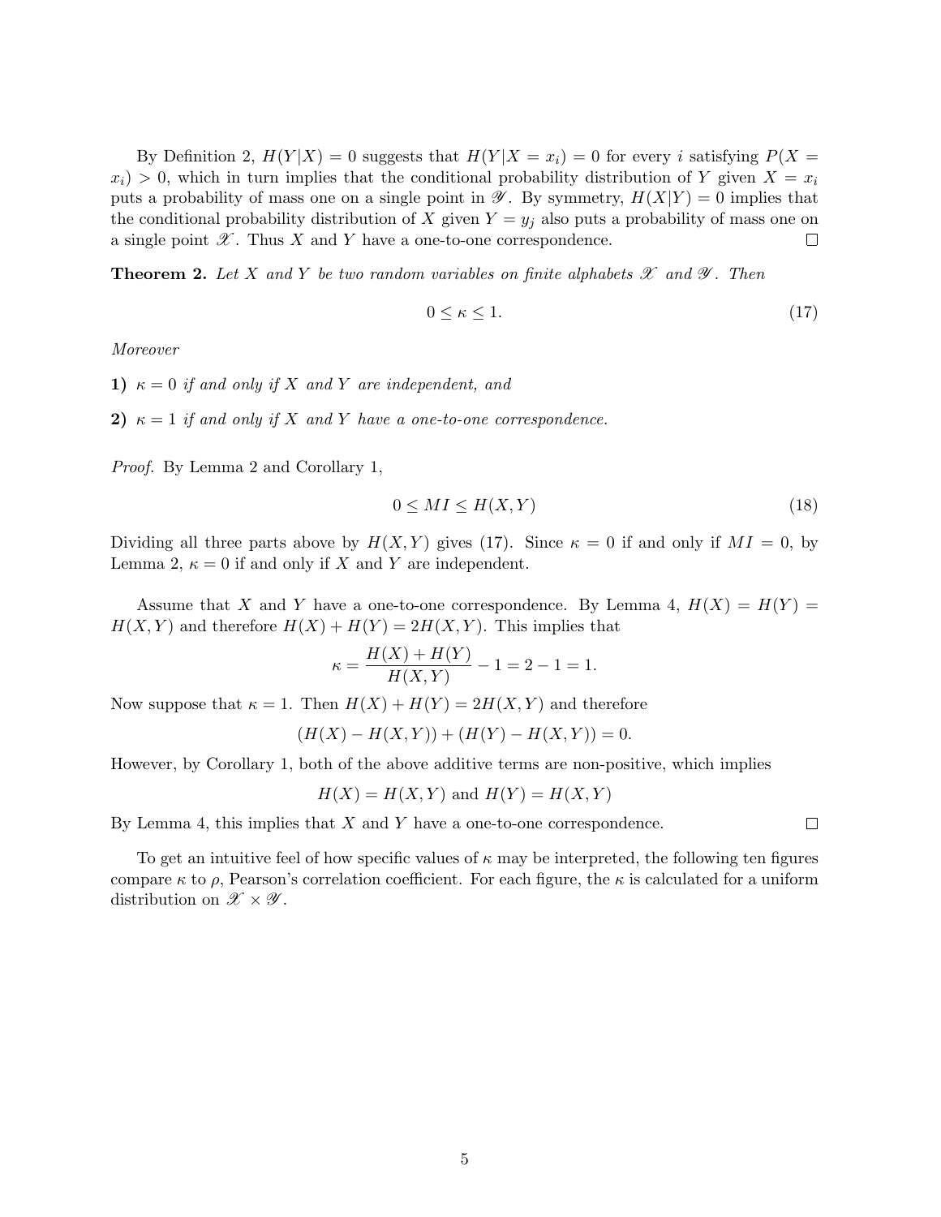By Definition 2, $H(Y|X) = 0$ suggests that $H(Y|X = x_i) = 0$ for every $i$ satisfying $P(X = x_i) > 0$, which in turn implies that the conditional probability distribution of $Y$ given $X = x_i$ puts a probability of mass one on a single point in $\mathscr{Y}$. By symmetry, $H(X|Y) = 0$ implies that the conditional probability distribution of $X$ given $Y = y_j$ also puts a probability of mass one on a single point $\mathscr{X}$. Thus $X$ and $Y$ have a one-to-one correspondence. □

**Theorem 2.** *Let $X$ and $Y$ be two random variables on finite alphabets $\mathscr{X}$ and $\mathscr{Y}$. Then*

$$0 \leq \kappa \leq 1. \tag{17}$$

*Moreover*

**1)** *$\kappa = 0$ if and only if $X$ and $Y$ are independent, and*

**2)** *$\kappa = 1$ if and only if $X$ and $Y$ have a one-to-one correspondence.*

*Proof.* By Lemma 2 and Corollary 1,

$$0 \leq MI \leq H(X, Y) \tag{18}$$

Dividing all three parts above by $H(X, Y)$ gives (17). Since $\kappa = 0$ if and only if $MI = 0$, by Lemma 2, $\kappa = 0$ if and only if $X$ and $Y$ are independent.

Assume that $X$ and $Y$ have a one-to-one correspondence. By Lemma 4, $H(X) = H(Y) = H(X, Y)$ and therefore $H(X) + H(Y) = 2H(X, Y)$. This implies that

$$\kappa = \frac{H(X) + H(Y)}{H(X, Y)} - 1 = 2 - 1 = 1.$$

Now suppose that $\kappa = 1$. Then $H(X) + H(Y) = 2H(X, Y)$ and therefore

$$(H(X) - H(X, Y)) + (H(Y) - H(X, Y)) = 0.$$

However, by Corollary 1, both of the above additive terms are non-positive, which implies

$$H(X) = H(X, Y) \text{ and } H(Y) = H(X, Y)$$

By Lemma 4, this implies that $X$ and $Y$ have a one-to-one correspondence. □

To get an intuitive feel of how specific values of $\kappa$ may be interpreted, the following ten figures compare $\kappa$ to $\rho$, Pearson's correlation coefficient. For each figure, the $\kappa$ is calculated for a uniform distribution on $\mathscr{X} \times \mathscr{Y}$.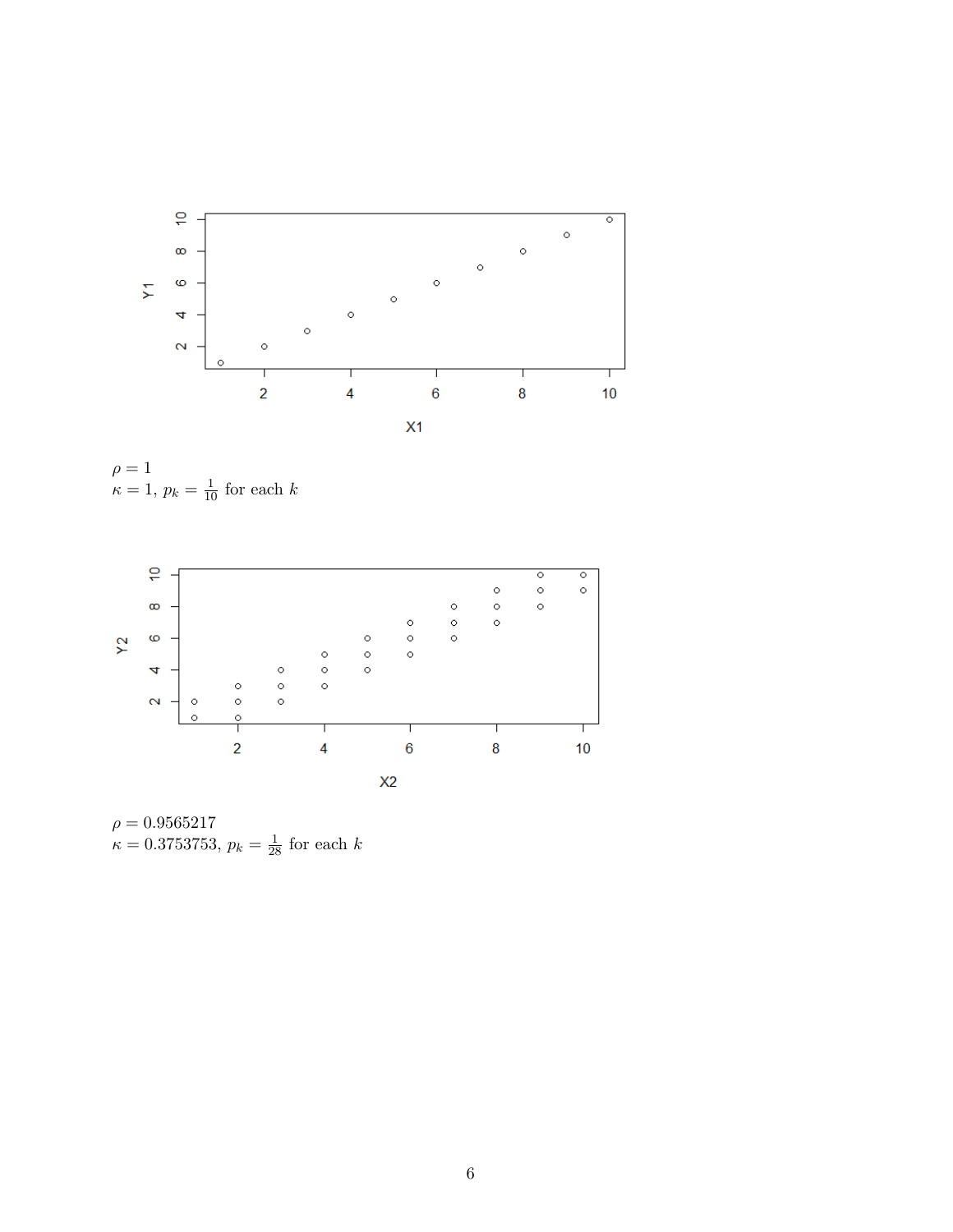Y1

10
8
6
4
2

2 4 6 8 10

X1

$\rho = 1$
$\kappa = 1$, $p_k = \frac{1}{10}$ for each $k$

Y2

10
8
6
4
2

2 4 6 8 10

X2

$\rho = 0.9565217$
$\kappa = 0.3753753$, $p_k = \frac{1}{28}$ for each $k$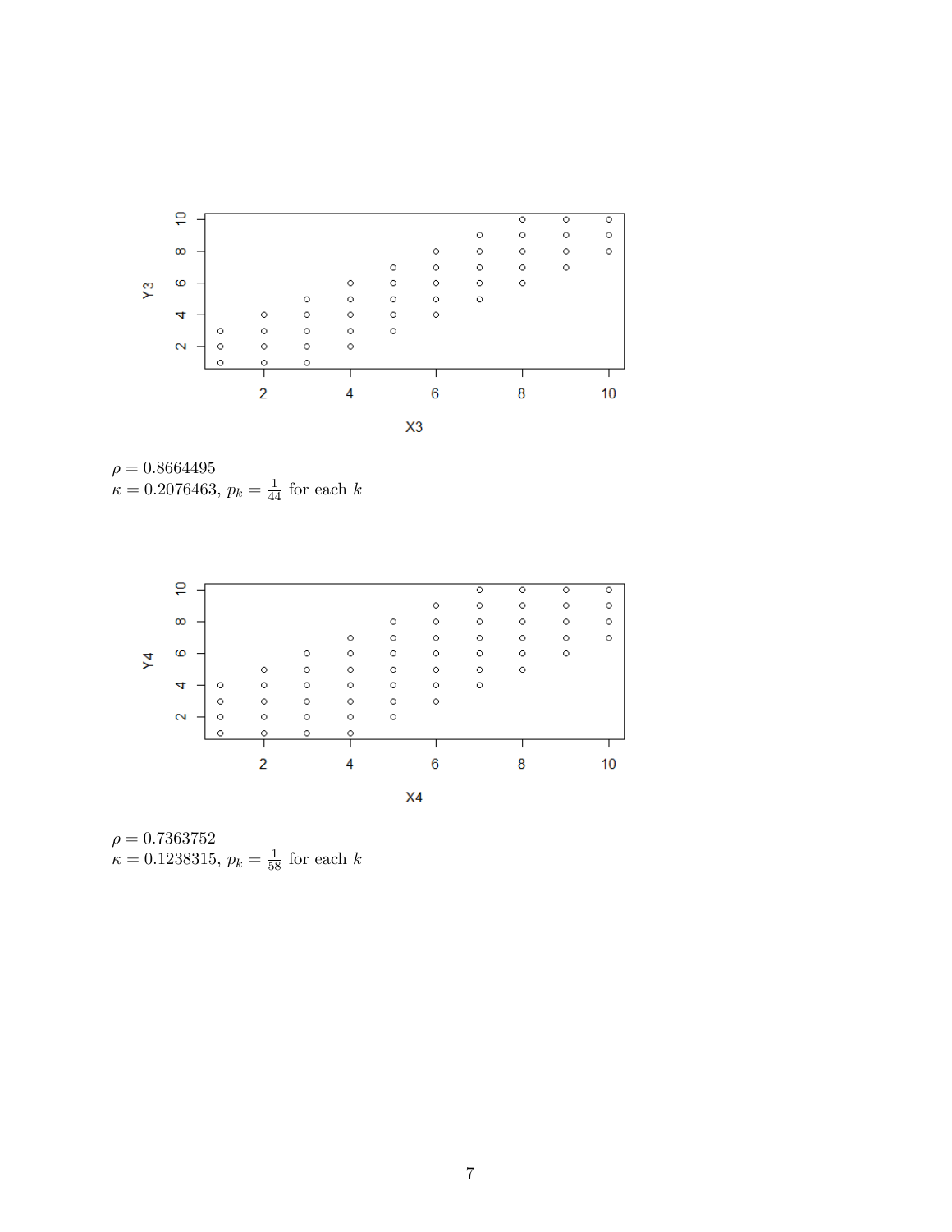Y3

10
8
6
4
2

2
4
6
8
10

X3

$\rho = 0.8664495$
$\kappa = 0.2076463$, $p_k = \frac{1}{44}$ for each $k$

Y4

10
8
6
4
2

2
4
6
8
10

X4

$\rho = 0.7363752$
$\kappa = 0.1238315$, $p_k = \frac{1}{58}$ for each $k$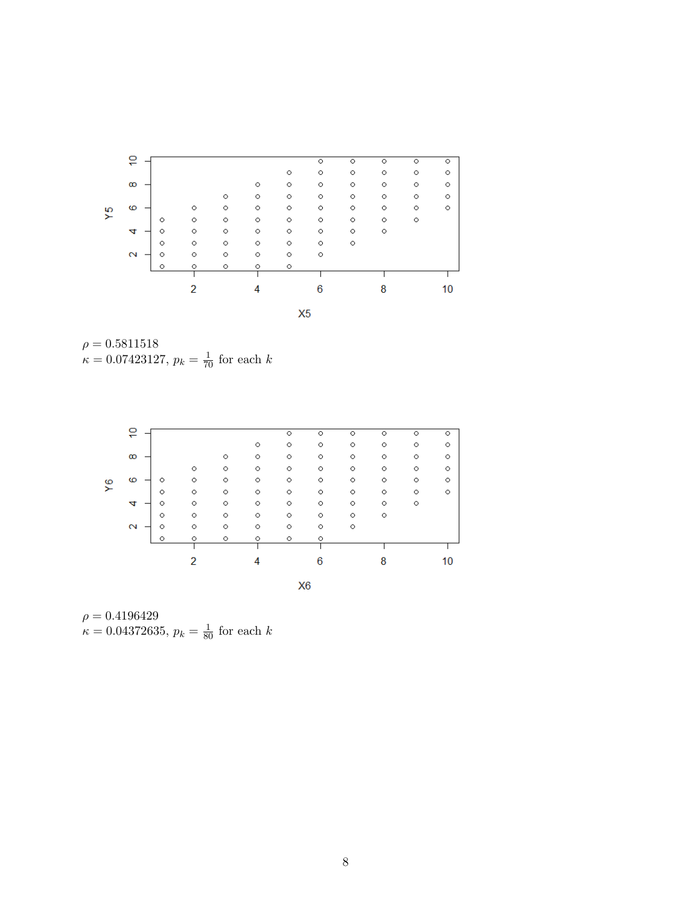Y5

10
8
6
4
2

2
4
6
8
10

X5

$\rho = 0.5811518$
$\kappa = 0.07423127$, $p_k = \frac{1}{70}$ for each $k$

Y6

10
8
6
4
2

2
4
6
8
10

X6

$\rho = 0.4196429$
$\kappa = 0.04372635$, $p_k = \frac{1}{80}$ for each $k$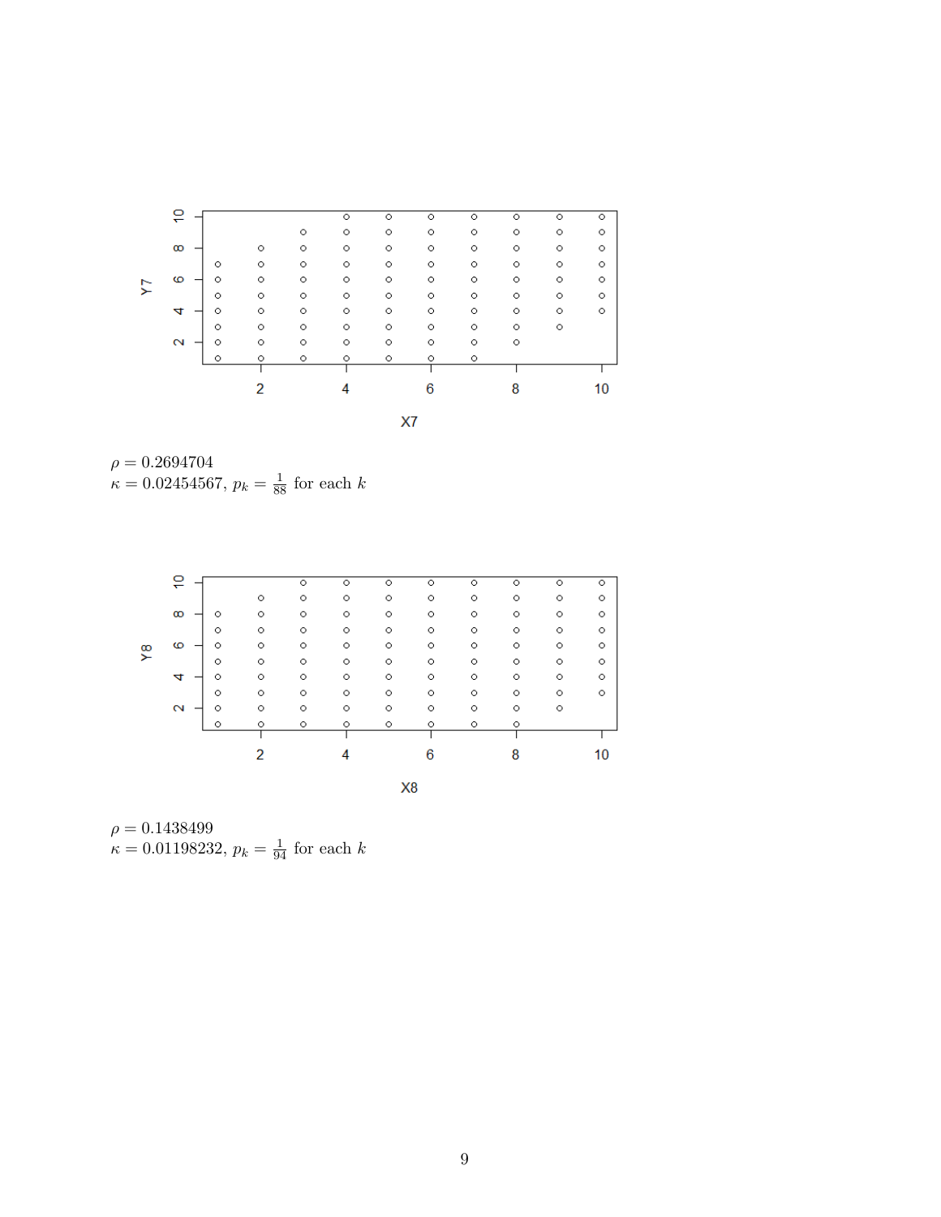Y7

10
8
6
4
2

2 4 6 8 10

X7

$\rho = 0.2694704$
$\kappa = 0.02454567$, $p_k = \frac{1}{88}$ for each $k$

Y8

10
8
6
4
2

2 4 6 8 10

X8

$\rho = 0.1438499$
$\kappa = 0.01198232$, $p_k = \frac{1}{94}$ for each $k$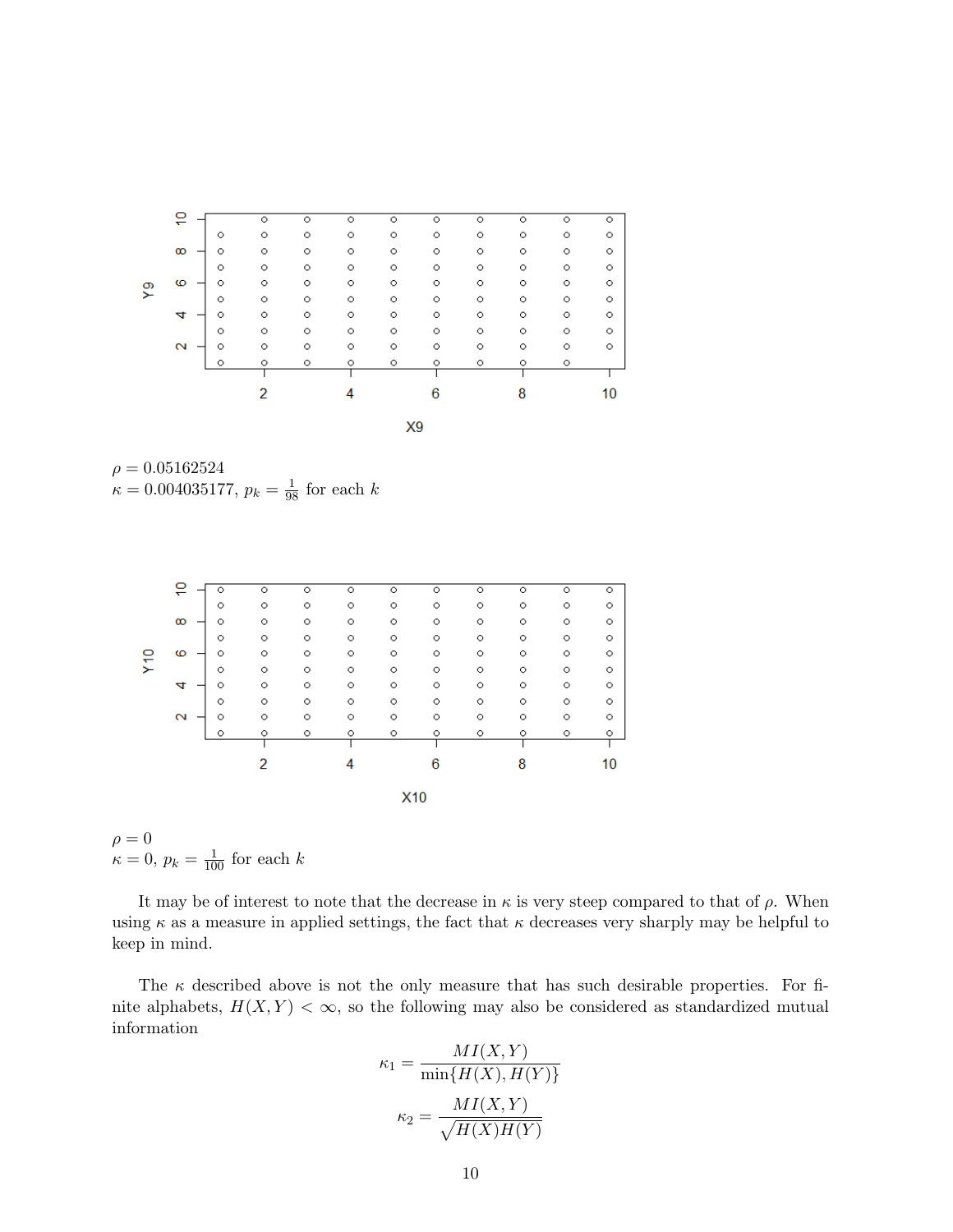10
8
6
4
2
Y9
2
4
6
8
10
X9

$\rho = 0.05162524$
$\kappa = 0.004035177$, $p_k = \frac{1}{98}$ for each $k$

10
8
6
4
2
Y10
2
4
6
8
10
X10

$\rho = 0$
$\kappa = 0$, $p_k = \frac{1}{100}$ for each $k$

It may be of interest to note that the decrease in $\kappa$ is very steep compared to that of $\rho$. When using $\kappa$ as a measure in applied settings, the fact that $\kappa$ decreases very sharply may be helpful to keep in mind.

The $\kappa$ described above is not the only measure that has such desirable properties. For finite alphabets, $H(X, Y) < \infty$, so the following may also be considered as standardized mutual information

$$\kappa_1 = \frac{MI(X, Y)}{\min\{H(X), H(Y)\}}$$

$$\kappa_2 = \frac{MI(X, Y)}{\sqrt{H(X)H(Y)}}$$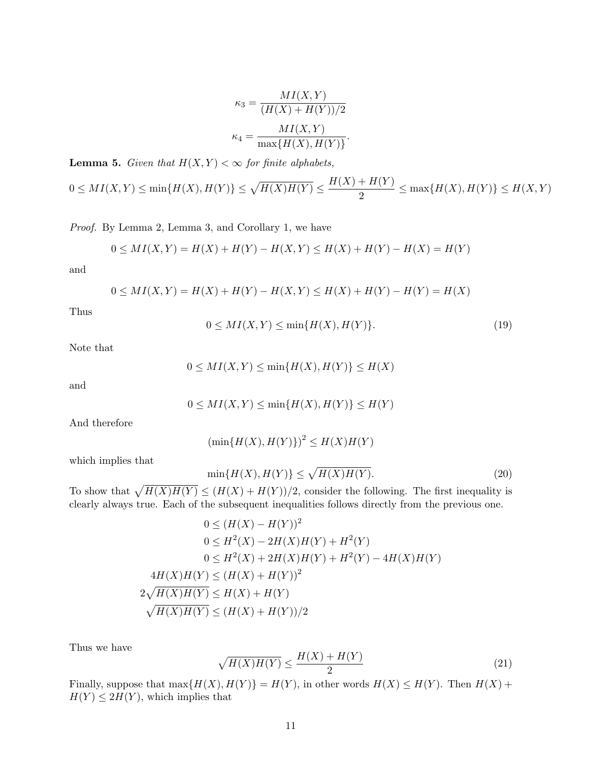$$\kappa_3 = \frac{MI(X,Y)}{(H(X)+H(Y))/2}$$

$$\kappa_4 = \frac{MI(X,Y)}{\max\{H(X),H(Y)\}}.$$

**Lemma 5.** *Given that $H(X,Y) < \infty$ for finite alphabets,*

$$0 \leq MI(X,Y) \leq \min\{H(X),H(Y)\} \leq \sqrt{H(X)H(Y)} \leq \frac{H(X)+H(Y)}{2} \leq \max\{H(X),H(Y)\} \leq H(X,Y)$$

*Proof.* By Lemma 2, Lemma 3, and Corollary 1, we have

$$0 \leq MI(X,Y) = H(X) + H(Y) - H(X,Y) \leq H(X) + H(Y) - H(X) = H(Y)$$

and

$$0 \leq MI(X,Y) = H(X) + H(Y) - H(X,Y) \leq H(X) + H(Y) - H(Y) = H(X)$$

Thus

$$0 \leq MI(X,Y) \leq \min\{H(X),H(Y)\}. \tag{19}$$

Note that

$$0 \leq MI(X,Y) \leq \min\{H(X),H(Y)\} \leq H(X)$$

and

$$0 \leq MI(X,Y) \leq \min\{H(X),H(Y)\} \leq H(Y)$$

And therefore

$$(\min\{H(X),H(Y)\})^2 \leq H(X)H(Y)$$

which implies that

$$\min\{H(X),H(Y)\} \leq \sqrt{H(X)H(Y)}. \tag{20}$$

To show that $\sqrt{H(X)H(Y)} \leq (H(X)+H(Y))/2$, consider the following. The first inequality is clearly always true. Each of the subsequent inequalities follows directly from the previous one.

$$\begin{aligned}
0 &\leq (H(X)-H(Y))^2 \\
0 &\leq H^2(X) - 2H(X)H(Y) + H^2(Y) \\
0 &\leq H^2(X) + 2H(X)H(Y) + H^2(Y) - 4H(X)H(Y) \\
4H(X)H(Y) &\leq (H(X)+H(Y))^2 \\
2\sqrt{H(X)H(Y)} &\leq H(X)+H(Y) \\
\sqrt{H(X)H(Y)} &\leq (H(X)+H(Y))/2
\end{aligned}$$

Thus we have

$$\sqrt{H(X)H(Y)} \leq \frac{H(X)+H(Y)}{2} \tag{21}$$

Finally, suppose that $\max\{H(X),H(Y)\} = H(Y)$, in other words $H(X) \leq H(Y)$. Then $H(X) + H(Y) \leq 2H(Y)$, which implies that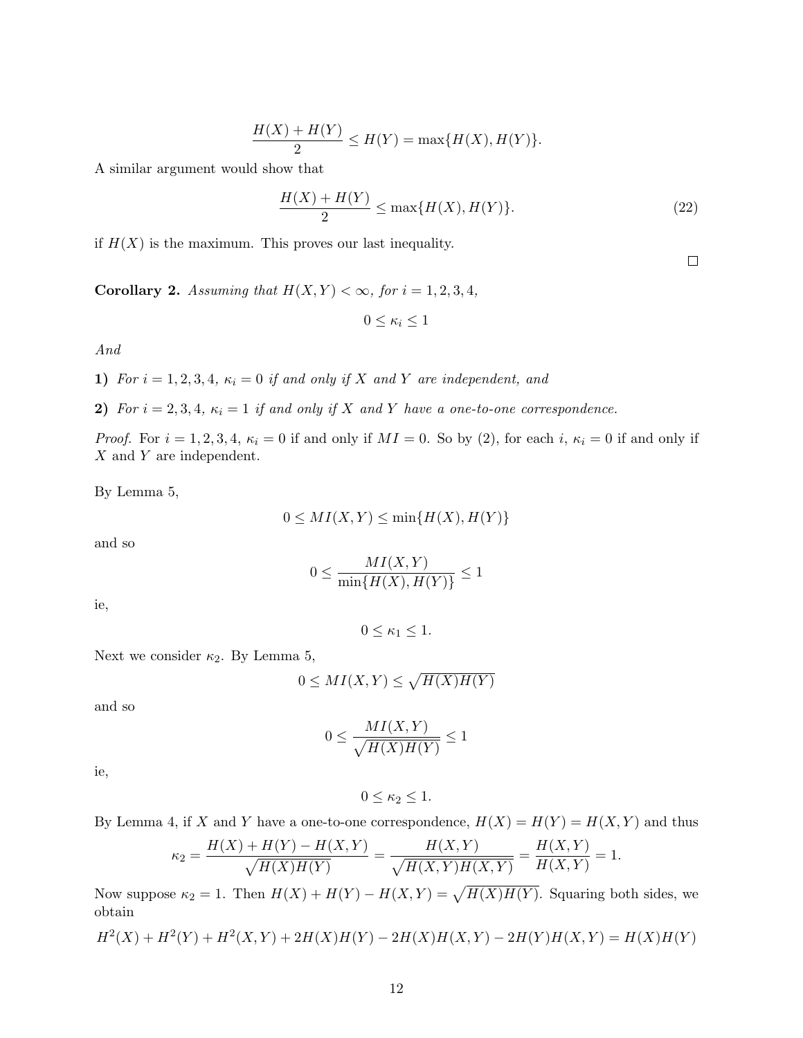$$\frac{H(X)+H(Y)}{2} \leq H(Y) = \max\{H(X), H(Y)\}.$$

A similar argument would show that

$$\frac{H(X)+H(Y)}{2} \leq \max\{H(X), H(Y)\}. \tag{22}$$

if $H(X)$ is the maximum. This proves our last inequality.

□

**Corollary 2.** *Assuming that $H(X,Y) < \infty$, for $i = 1, 2, 3, 4$,*

$$0 \leq \kappa_i \leq 1$$

*And*

**1)** *For $i = 1, 2, 3, 4$, $\kappa_i = 0$ if and only if $X$ and $Y$ are independent, and*

**2)** *For $i = 2, 3, 4$, $\kappa_i = 1$ if and only if $X$ and $Y$ have a one-to-one correspondence.*

*Proof.* For $i = 1, 2, 3, 4$, $\kappa_i = 0$ if and only if $MI = 0$. So by (2), for each $i$, $\kappa_i = 0$ if and only if $X$ and $Y$ are independent.

By Lemma 5,

$$0 \leq MI(X,Y) \leq \min\{H(X), H(Y)\}$$

and so

$$0 \leq \frac{MI(X,Y)}{\min\{H(X), H(Y)\}} \leq 1$$

ie,

$$0 \leq \kappa_1 \leq 1.$$

Next we consider $\kappa_2$. By Lemma 5,

$$0 \leq MI(X,Y) \leq \sqrt{H(X)H(Y)}$$

and so

$$0 \leq \frac{MI(X,Y)}{\sqrt{H(X)H(Y)}} \leq 1$$

ie,

$$0 \leq \kappa_2 \leq 1.$$

By Lemma 4, if $X$ and $Y$ have a one-to-one correspondence, $H(X) = H(Y) = H(X,Y)$ and thus

$$\kappa_2 = \frac{H(X)+H(Y)-H(X,Y)}{\sqrt{H(X)H(Y)}} = \frac{H(X,Y)}{\sqrt{H(X,Y)H(X,Y)}} = \frac{H(X,Y)}{H(X,Y)} = 1.$$

Now suppose $\kappa_2 = 1$. Then $H(X)+H(Y)-H(X,Y) = \sqrt{H(X)H(Y)}$. Squaring both sides, we obtain

$$H^2(X)+H^2(Y)+H^2(X,Y)+2H(X)H(Y)-2H(X)H(X,Y)-2H(Y)H(X,Y) = H(X)H(Y)$$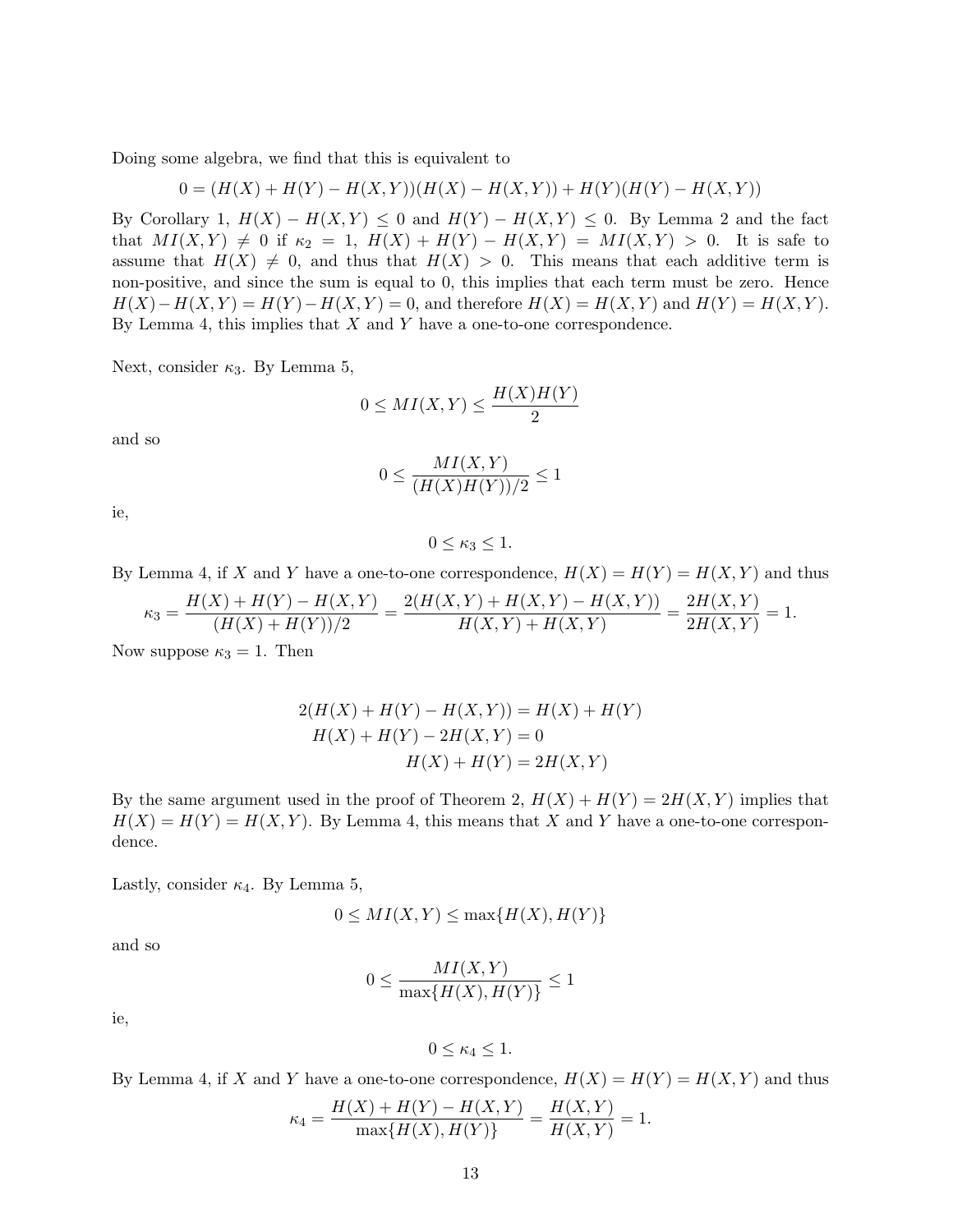Doing some algebra, we find that this is equivalent to

$$0 = (H(X) + H(Y) - H(X,Y))(H(X) - H(X,Y)) + H(Y)(H(Y) - H(X,Y))$$

By Corollary 1, $H(X) - H(X,Y) \leq 0$ and $H(Y) - H(X,Y) \leq 0$. By Lemma 2 and the fact that $MI(X,Y) \neq 0$ if $\kappa_2 = 1$, $H(X) + H(Y) - H(X,Y) = MI(X,Y) > 0$. It is safe to assume that $H(X) \neq 0$, and thus that $H(X) > 0$. This means that each additive term is non-positive, and since the sum is equal to 0, this implies that each term must be zero. Hence $H(X) - H(X,Y) = H(Y) - H(X,Y) = 0$, and therefore $H(X) = H(X,Y)$ and $H(Y) = H(X,Y)$. By Lemma 4, this implies that $X$ and $Y$ have a one-to-one correspondence.

Next, consider $\kappa_3$. By Lemma 5,

$$0 \leq MI(X,Y) \leq \frac{H(X)H(Y)}{2}$$

and so

$$0 \leq \frac{MI(X,Y)}{(H(X)H(Y))/2} \leq 1$$

ie,

$$0 \leq \kappa_3 \leq 1.$$

By Lemma 4, if $X$ and $Y$ have a one-to-one correspondence, $H(X) = H(Y) = H(X,Y)$ and thus

$$\kappa_3 = \frac{H(X) + H(Y) - H(X,Y)}{(H(X) + H(Y))/2} = \frac{2(H(X,Y) + H(X,Y) - H(X,Y))}{H(X,Y) + H(X,Y)} = \frac{2H(X,Y)}{2H(X,Y)} = 1.$$

Now suppose $\kappa_3 = 1$. Then

$$\begin{aligned}
2(H(X) + H(Y) - H(X,Y)) &= H(X) + H(Y) \\
H(X) + H(Y) - 2H(X,Y) &= 0 \\
H(X) + H(Y) &= 2H(X,Y)
\end{aligned}$$

By the same argument used in the proof of Theorem 2, $H(X) + H(Y) = 2H(X,Y)$ implies that $H(X) = H(Y) = H(X,Y)$. By Lemma 4, this means that $X$ and $Y$ have a one-to-one correspondence.

Lastly, consider $\kappa_4$. By Lemma 5,

$$0 \leq MI(X,Y) \leq \max\{H(X), H(Y)\}$$

and so

$$0 \leq \frac{MI(X,Y)}{\max\{H(X), H(Y)\}} \leq 1$$

ie,

$$0 \leq \kappa_4 \leq 1.$$

By Lemma 4, if $X$ and $Y$ have a one-to-one correspondence, $H(X) = H(Y) = H(X,Y)$ and thus

$$\kappa_4 = \frac{H(X) + H(Y) - H(X,Y)}{\max\{H(X), H(Y)\}} = \frac{H(X,Y)}{H(X,Y)} = 1.$$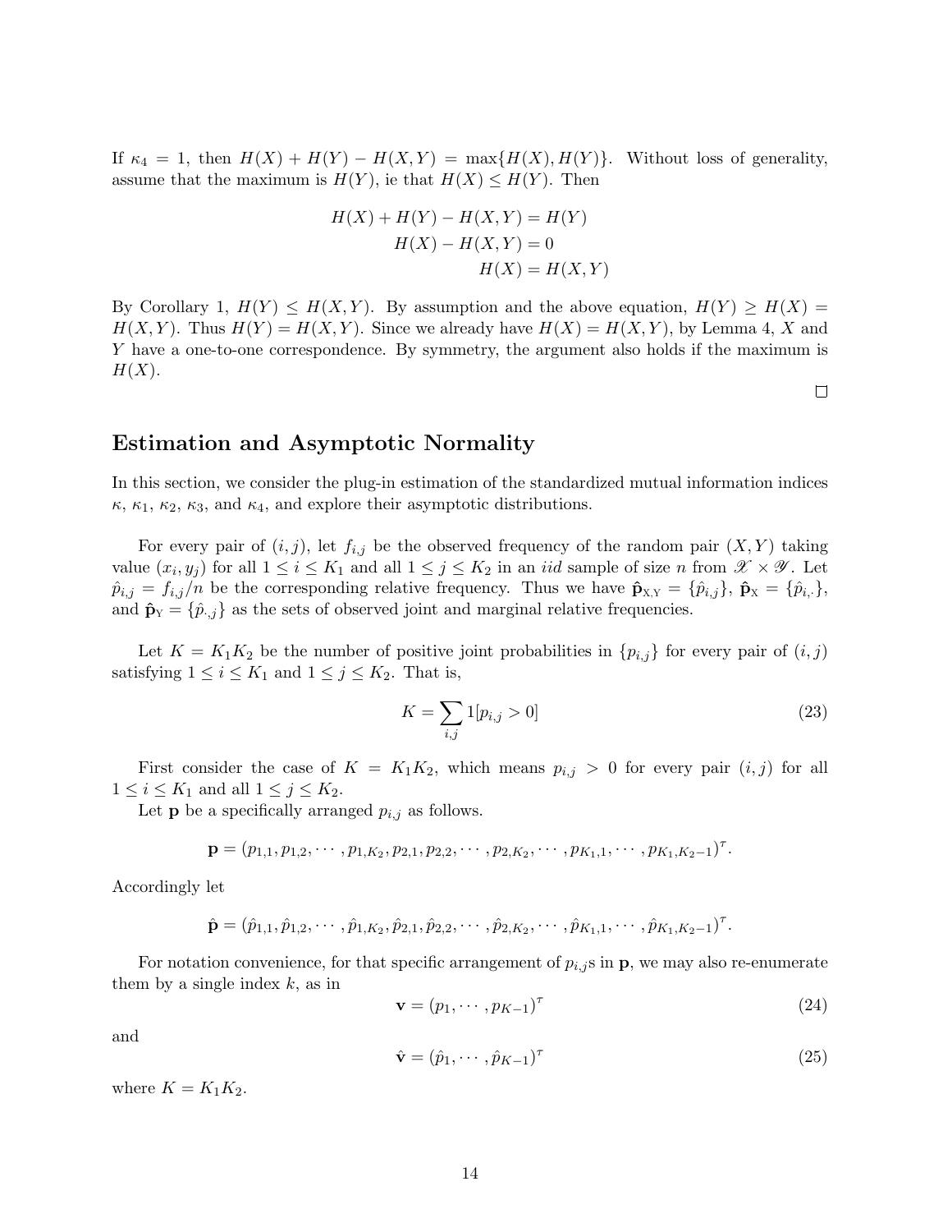If $\kappa_4 = 1$, then $H(X) + H(Y) - H(X, Y) = \max\{H(X), H(Y)\}$. Without loss of generality, assume that the maximum is $H(Y)$, ie that $H(X) \le H(Y)$. Then

$$
\begin{aligned}
H(X) + H(Y) - H(X, Y) &= H(Y) \\
H(X) - H(X, Y) &= 0 \\
H(X) &= H(X, Y)
\end{aligned}
$$

By Corollary 1, $H(Y) \le H(X, Y)$. By assumption and the above equation, $H(Y) \ge H(X) = H(X, Y)$. Thus $H(Y) = H(X, Y)$. Since we already have $H(X) = H(X, Y)$, by Lemma 4, $X$ and $Y$ have a one-to-one correspondence. By symmetry, the argument also holds if the maximum is $H(X)$.

□

## Estimation and Asymptotic Normality

In this section, we consider the plug-in estimation of the standardized mutual information indices $\kappa$, $\kappa_1$, $\kappa_2$, $\kappa_3$, and $\kappa_4$, and explore their asymptotic distributions.

For every pair of $(i, j)$, let $f_{i,j}$ be the observed frequency of the random pair $(X, Y)$ taking value $(x_i, y_j)$ for all $1 \le i \le K_1$ and all $1 \le j \le K_2$ in an *iid* sample of size $n$ from $\mathscr{X} \times \mathscr{Y}$. Let $\hat{p}_{i,j} = f_{i,j}/n$ be the corresponding relative frequency. Thus we have $\hat{\mathbf{p}}_{X,Y} = \{\hat{p}_{i,j}\}$, $\hat{\mathbf{p}}_X = \{\hat{p}_{i,\cdot}\}$, and $\hat{\mathbf{p}}_Y = \{\hat{p}_{\cdot,j}\}$ as the sets of observed joint and marginal relative frequencies.

Let $K = K_1 K_2$ be the number of positive joint probabilities in $\{p_{i,j}\}$ for every pair of $(i, j)$ satisfying $1 \le i \le K_1$ and $1 \le j \le K_2$. That is,

$$
K = \sum_{i,j} 1[p_{i,j} > 0] \tag{23}
$$

First consider the case of $K = K_1 K_2$, which means $p_{i,j} > 0$ for every pair $(i, j)$ for all $1 \le i \le K_1$ and all $1 \le j \le K_2$.

Let $\mathbf{p}$ be a specifically arranged $p_{i,j}$ as follows.

$$
\mathbf{p} = (p_{1,1}, p_{1,2}, \cdots, p_{1,K_2}, p_{2,1}, p_{2,2}, \cdots, p_{2,K_2}, \cdots, p_{K_1,1}, \cdots, p_{K_1,K_2-1})^\tau.
$$

Accordingly let

$$
\hat{\mathbf{p}} = (\hat{p}_{1,1}, \hat{p}_{1,2}, \cdots, \hat{p}_{1,K_2}, \hat{p}_{2,1}, \hat{p}_{2,2}, \cdots, \hat{p}_{2,K_2}, \cdots, \hat{p}_{K_1,1}, \cdots, \hat{p}_{K_1,K_2-1})^\tau.
$$

For notation convenience, for that specific arrangement of $p_{i,j}$s in $\mathbf{p}$, we may also re-enumerate them by a single index $k$, as in

$$
\mathbf{v} = (p_1, \cdots, p_{K-1})^\tau \tag{24}
$$

and

$$
\hat{\mathbf{v}} = (\hat{p}_1, \cdots, \hat{p}_{K-1})^\tau \tag{25}
$$

where $K = K_1 K_2$.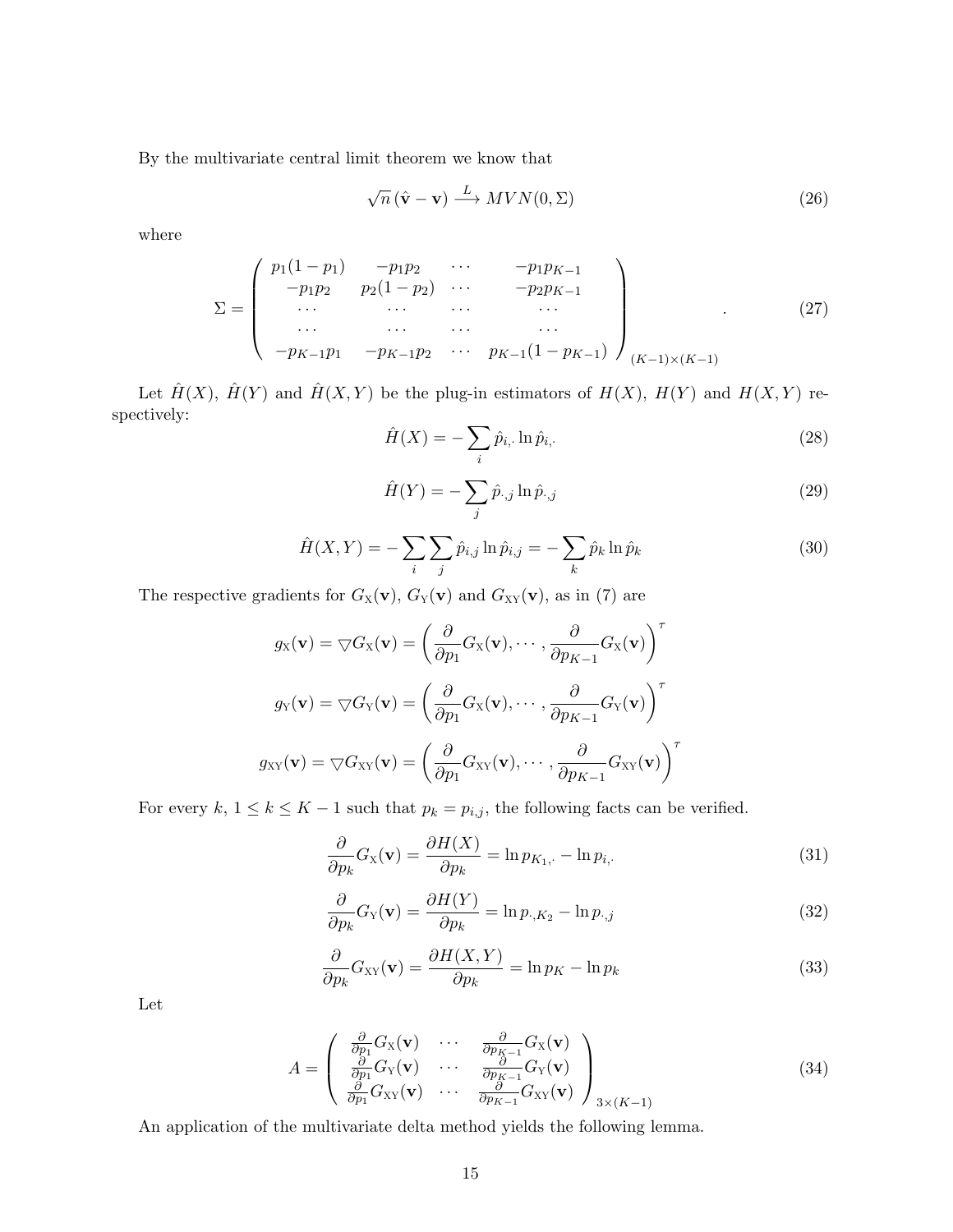By the multivariate central limit theorem we know that

$$\sqrt{n}\,(\hat{\mathbf{v}} - \mathbf{v}) \xrightarrow{L} MVN(0, \Sigma) \tag{26}$$

where

$$\Sigma = \begin{pmatrix} p_1(1-p_1) & -p_1 p_2 & \cdots & -p_1 p_{K-1} \\ -p_1 p_2 & p_2(1-p_2) & \cdots & -p_2 p_{K-1} \\ \cdots & \cdots & \cdots & \cdots \\ \cdots & \cdots & \cdots & \cdots \\ -p_{K-1} p_1 & -p_{K-1} p_2 & \cdots & p_{K-1}(1-p_{K-1}) \end{pmatrix}_{(K-1)\times(K-1)} . \tag{27}$$

Let $\hat{H}(X)$, $\hat{H}(Y)$ and $\hat{H}(X,Y)$ be the plug-in estimators of $H(X)$, $H(Y)$ and $H(X,Y)$ respectively:

$$\hat{H}(X) = -\sum_i \hat{p}_{i,\cdot} \ln \hat{p}_{i,\cdot} \tag{28}$$

$$\hat{H}(Y) = -\sum_j \hat{p}_{\cdot,j} \ln \hat{p}_{\cdot,j} \tag{29}$$

$$\hat{H}(X,Y) = -\sum_i \sum_j \hat{p}_{i,j} \ln \hat{p}_{i,j} = -\sum_k \hat{p}_k \ln \hat{p}_k \tag{30}$$

The respective gradients for $G_{\mathrm{X}}(\mathbf{v})$, $G_{\mathrm{Y}}(\mathbf{v})$ and $G_{\mathrm{XY}}(\mathbf{v})$, as in (7) are

$$g_{\mathrm{X}}(\mathbf{v}) = \bigtriangledown G_{\mathrm{X}}(\mathbf{v}) = \left( \frac{\partial}{\partial p_1} G_{\mathrm{X}}(\mathbf{v}), \cdots, \frac{\partial}{\partial p_{K-1}} G_{\mathrm{X}}(\mathbf{v}) \right)^{\tau}$$

$$g_{\mathrm{Y}}(\mathbf{v}) = \bigtriangledown G_{\mathrm{Y}}(\mathbf{v}) = \left( \frac{\partial}{\partial p_1} G_{\mathrm{Y}}(\mathbf{v}), \cdots, \frac{\partial}{\partial p_{K-1}} G_{\mathrm{Y}}(\mathbf{v}) \right)^{\tau}$$

$$g_{\mathrm{XY}}(\mathbf{v}) = \bigtriangledown G_{\mathrm{XY}}(\mathbf{v}) = \left( \frac{\partial}{\partial p_1} G_{\mathrm{XY}}(\mathbf{v}), \cdots, \frac{\partial}{\partial p_{K-1}} G_{\mathrm{XY}}(\mathbf{v}) \right)^{\tau}$$

For every $k$, $1 \le k \le K-1$ such that $p_k = p_{i,j}$, the following facts can be verified.

$$\frac{\partial}{\partial p_k} G_{\mathrm{X}}(\mathbf{v}) = \frac{\partial H(X)}{\partial p_k} = \ln p_{K_1,\cdot} - \ln p_{i,\cdot} \tag{31}$$

$$\frac{\partial}{\partial p_k} G_{\mathrm{Y}}(\mathbf{v}) = \frac{\partial H(Y)}{\partial p_k} = \ln p_{\cdot,K_2} - \ln p_{\cdot,j} \tag{32}$$

$$\frac{\partial}{\partial p_k} G_{\mathrm{XY}}(\mathbf{v}) = \frac{\partial H(X,Y)}{\partial p_k} = \ln p_K - \ln p_k \tag{33}$$

Let

$$A = \begin{pmatrix} \frac{\partial}{\partial p_1} G_{\mathrm{X}}(\mathbf{v}) & \cdots & \frac{\partial}{\partial p_{K-1}} G_{\mathrm{X}}(\mathbf{v}) \\ \frac{\partial}{\partial p_1} G_{\mathrm{Y}}(\mathbf{v}) & \cdots & \frac{\partial}{\partial p_{K-1}} G_{\mathrm{Y}}(\mathbf{v}) \\ \frac{\partial}{\partial p_1} G_{\mathrm{XY}}(\mathbf{v}) & \cdots & \frac{\partial}{\partial p_{K-1}} G_{\mathrm{XY}}(\mathbf{v}) \end{pmatrix}_{3\times(K-1)} \tag{34}$$

An application of the multivariate delta method yields the following lemma.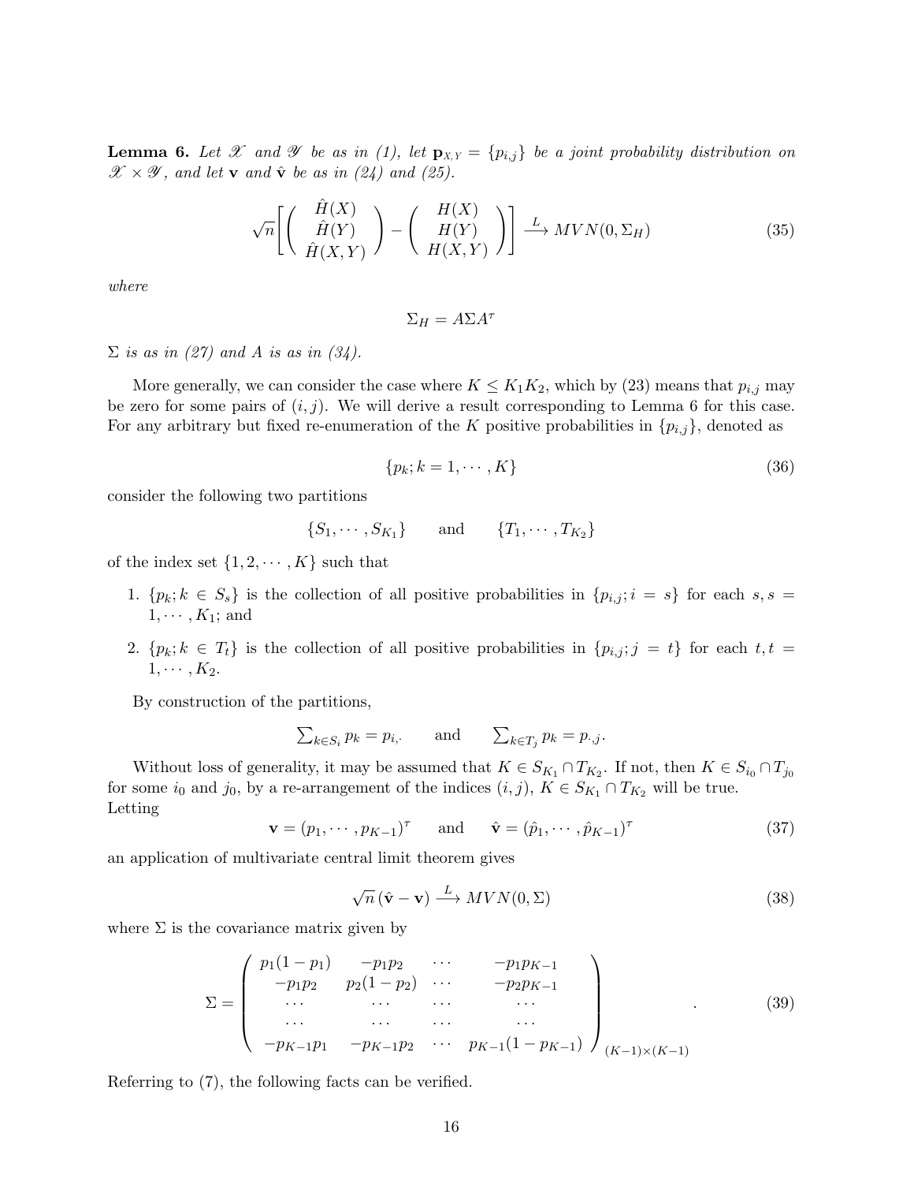**Lemma 6.** *Let $\mathscr{X}$ and $\mathscr{Y}$ be as in (1), let $\mathbf{p}_{X,Y} = \{p_{i,j}\}$ be a joint probability distribution on $\mathscr{X} \times \mathscr{Y}$, and let $\mathbf{v}$ and $\hat{\mathbf{v}}$ be as in (24) and (25).*

$$\sqrt{n}\left[\left(\begin{array}{c} \hat{H}(X) \\ \hat{H}(Y) \\ \hat{H}(X,Y) \end{array}\right) - \left(\begin{array}{c} H(X) \\ H(Y) \\ H(X,Y) \end{array}\right)\right] \xrightarrow{L} MVN(0, \Sigma_H) \tag{35}$$

*where*

$$\Sigma_H = A\Sigma A^\tau$$

*$\Sigma$ is as in (27) and $A$ is as in (34).*

More generally, we can consider the case where $K \le K_1K_2$, which by (23) means that $p_{i,j}$ may be zero for some pairs of $(i,j)$. We will derive a result corresponding to Lemma 6 for this case. For any arbitrary but fixed re-enumeration of the $K$ positive probabilities in $\{p_{i,j}\}$, denoted as

$$\{p_k; k = 1, \cdots, K\} \tag{36}$$

consider the following two partitions

$$\{S_1, \cdots, S_{K_1}\} \qquad \text{and} \qquad \{T_1, \cdots, T_{K_2}\}$$

of the index set $\{1, 2, \cdots, K\}$ such that

1. $\{p_k; k \in S_s\}$ is the collection of all positive probabilities in $\{p_{i,j}; i = s\}$ for each $s, s = 1, \cdots, K_1$; and
2. $\{p_k; k \in T_t\}$ is the collection of all positive probabilities in $\{p_{i,j}; j = t\}$ for each $t, t = 1, \cdots, K_2$.

By construction of the partitions,

$$\textstyle\sum_{k\in S_i} p_k = p_{i,\cdot} \qquad \text{and} \qquad \sum_{k\in T_j} p_k = p_{\cdot,j}.$$

Without loss of generality, it may be assumed that $K \in S_{K_1} \cap T_{K_2}$. If not, then $K \in S_{i_0} \cap T_{j_0}$ for some $i_0$ and $j_0$, by a re-arrangement of the indices $(i,j)$, $K \in S_{K_1} \cap T_{K_2}$ will be true. Letting

$$\mathbf{v} = (p_1, \cdots, p_{K-1})^\tau \qquad \text{and} \qquad \hat{\mathbf{v}} = (\hat{p}_1, \cdots, \hat{p}_{K-1})^\tau \tag{37}$$

an application of multivariate central limit theorem gives

$$\sqrt{n}\,(\hat{\mathbf{v}} - \mathbf{v}) \xrightarrow{L} MVN(0, \Sigma) \tag{38}$$

where $\Sigma$ is the covariance matrix given by

$$\Sigma = \left(\begin{array}{cccc} p_1(1-p_1) & -p_1p_2 & \cdots & -p_1p_{K-1} \\ -p_1p_2 & p_2(1-p_2) & \cdots & -p_2p_{K-1} \\ \cdots & \cdots & \cdots & \cdots \\ \cdots & \cdots & \cdots & \cdots \\ -p_{K-1}p_1 & -p_{K-1}p_2 & \cdots & p_{K-1}(1-p_{K-1}) \end{array}\right)_{(K-1)\times(K-1)}. \tag{39}$$

Referring to (7), the following facts can be verified.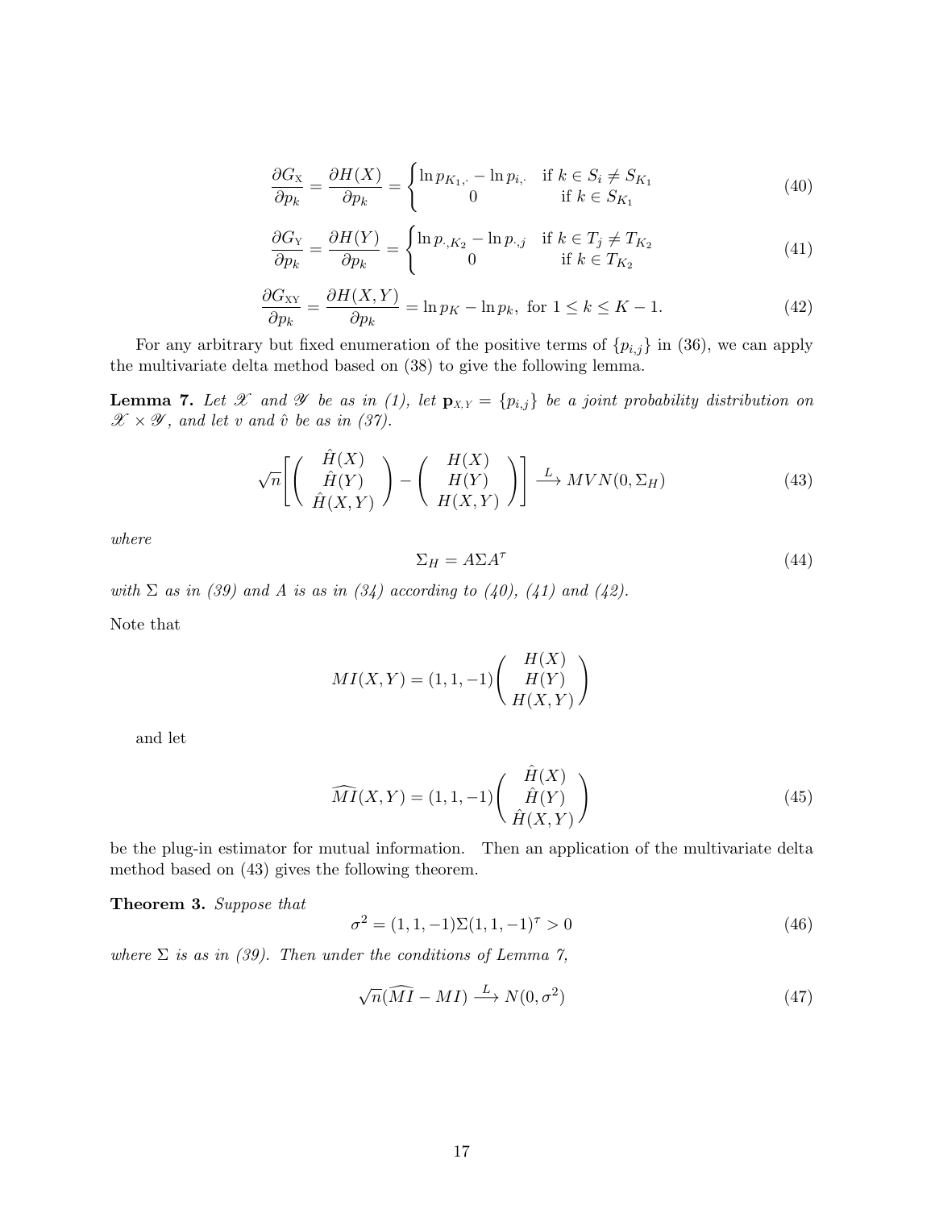$$\frac{\partial G_{\mathrm{X}}}{\partial p_k} = \frac{\partial H(X)}{\partial p_k} = \begin{cases} \ln p_{K_1,\cdot} - \ln p_{i,\cdot} & \text{if } k \in S_i \neq S_{K_1} \\ 0 & \text{if } k \in S_{K_1} \end{cases} \tag{40}$$

$$\frac{\partial G_{\mathrm{Y}}}{\partial p_k} = \frac{\partial H(Y)}{\partial p_k} = \begin{cases} \ln p_{\cdot,K_2} - \ln p_{\cdot,j} & \text{if } k \in T_j \neq T_{K_2} \\ 0 & \text{if } k \in T_{K_2} \end{cases} \tag{41}$$

$$\frac{\partial G_{\mathrm{XY}}}{\partial p_k} = \frac{\partial H(X,Y)}{\partial p_k} = \ln p_K - \ln p_k, \text{ for } 1 \leq k \leq K-1. \tag{42}$$

For any arbitrary but fixed enumeration of the positive terms of $\{p_{i,j}\}$ in (36), we can apply the multivariate delta method based on (38) to give the following lemma.

**Lemma 7.** *Let $\mathscr{X}$ and $\mathscr{Y}$ be as in (1), let $\mathbf{p}_{X,Y} = \{p_{i,j}\}$ be a joint probability distribution on $\mathscr{X} \times \mathscr{Y}$, and let $v$ and $\hat{v}$ be as in (37).*

$$\sqrt{n}\left[\begin{pmatrix} \hat{H}(X) \\ \hat{H}(Y) \\ \hat{H}(X,Y) \end{pmatrix} - \begin{pmatrix} H(X) \\ H(Y) \\ H(X,Y) \end{pmatrix}\right] \xrightarrow{L} MVN(0, \Sigma_H) \tag{43}$$

*where*

$$\Sigma_H = A\Sigma A^\tau \tag{44}$$

*with $\Sigma$ as in (39) and $A$ is as in (34) according to (40), (41) and (42).*

Note that

$$MI(X,Y) = (1,1,-1)\begin{pmatrix} H(X) \\ H(Y) \\ H(X,Y) \end{pmatrix}$$

and let

$$\widehat{MI}(X,Y) = (1,1,-1)\begin{pmatrix} \hat{H}(X) \\ \hat{H}(Y) \\ \hat{H}(X,Y) \end{pmatrix} \tag{45}$$

be the plug-in estimator for mutual information. Then an application of the multivariate delta method based on (43) gives the following theorem.

**Theorem 3.** *Suppose that*

$$\sigma^2 = (1,1,-1)\Sigma(1,1,-1)^\tau > 0 \tag{46}$$

*where $\Sigma$ is as in (39). Then under the conditions of Lemma 7,*

$$\sqrt{n}(\widehat{MI} - MI) \xrightarrow{L} N(0, \sigma^2) \tag{47}$$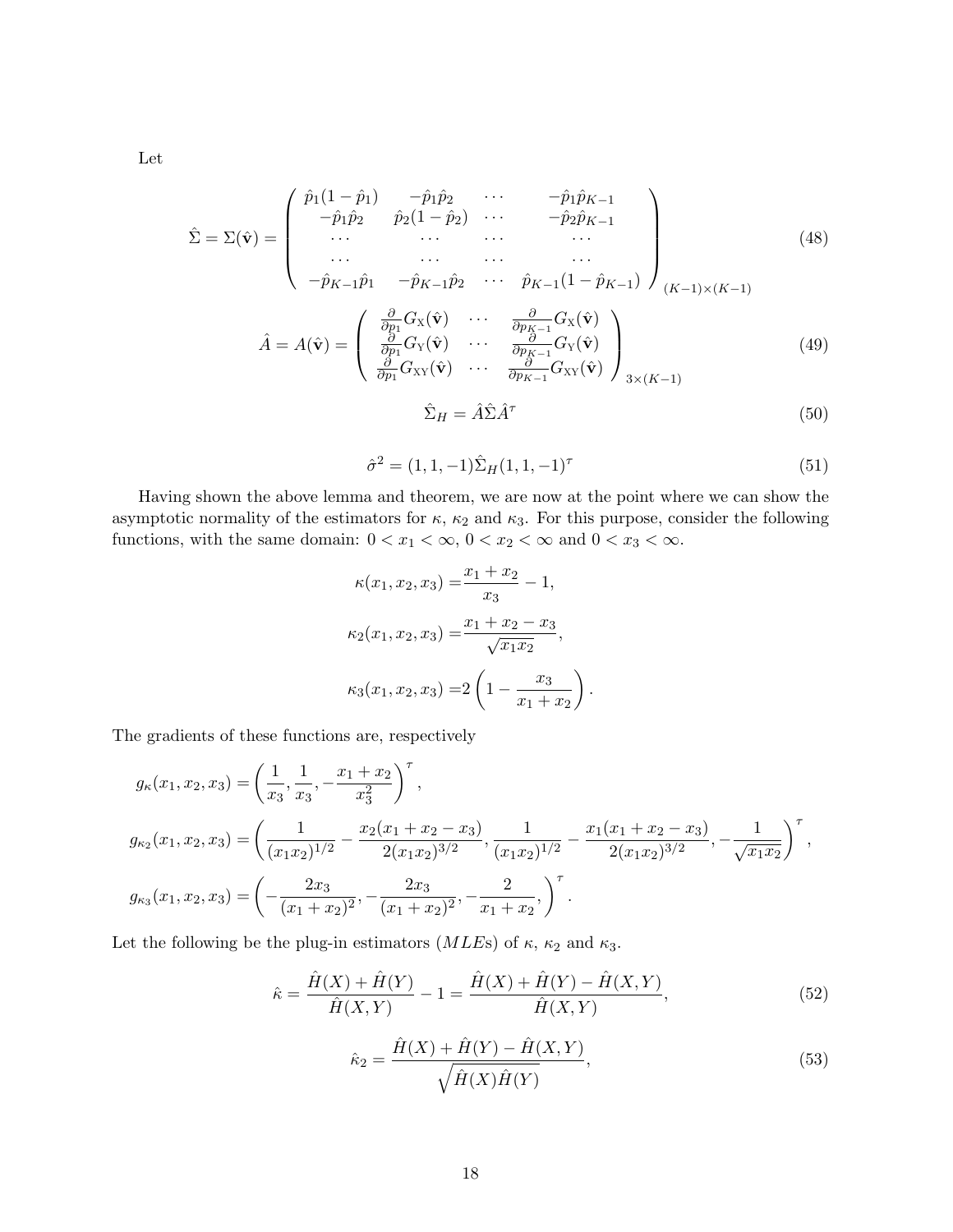Let

$$
\hat{\Sigma} = \Sigma(\hat{\mathbf{v}}) = \begin{pmatrix} \hat{p}_1(1-\hat{p}_1) & -\hat{p}_1\hat{p}_2 & \cdots & -\hat{p}_1\hat{p}_{K-1} \\ -\hat{p}_1\hat{p}_2 & \hat{p}_2(1-\hat{p}_2) & \cdots & -\hat{p}_2\hat{p}_{K-1} \\ \cdots & \cdots & \cdots & \cdots \\ \cdots & \cdots & \cdots & \cdots \\ -\hat{p}_{K-1}\hat{p}_1 & -\hat{p}_{K-1}\hat{p}_2 & \cdots & \hat{p}_{K-1}(1-\hat{p}_{K-1}) \end{pmatrix}_{(K-1)\times(K-1)} \tag{48}
$$

$$
\hat{A} = A(\hat{\mathbf{v}}) = \begin{pmatrix} \frac{\partial}{\partial p_1} G_{\mathrm{X}}(\hat{\mathbf{v}}) & \cdots & \frac{\partial}{\partial p_{K-1}} G_{\mathrm{X}}(\hat{\mathbf{v}}) \\ \frac{\partial}{\partial p_1} G_{\mathrm{Y}}(\hat{\mathbf{v}}) & \cdots & \frac{\partial}{\partial p_{K-1}} G_{\mathrm{Y}}(\hat{\mathbf{v}}) \\ \frac{\partial}{\partial p_1} G_{\mathrm{XY}}(\hat{\mathbf{v}}) & \cdots & \frac{\partial}{\partial p_{K-1}} G_{\mathrm{XY}}(\hat{\mathbf{v}}) \end{pmatrix}_{3\times(K-1)} \tag{49}
$$

$$
\hat{\Sigma}_H = \hat{A}\hat{\Sigma}\hat{A}^{\tau} \tag{50}
$$

$$
\hat{\sigma}^2 = (1, 1, -1)\hat{\Sigma}_H(1, 1, -1)^{\tau} \tag{51}
$$

Having shown the above lemma and theorem, we are now at the point where we can show the asymptotic normality of the estimators for $\kappa$, $\kappa_2$ and $\kappa_3$. For this purpose, consider the following functions, with the same domain: $0 < x_1 < \infty$, $0 < x_2 < \infty$ and $0 < x_3 < \infty$.

$$
\begin{aligned}
\kappa(x_1, x_2, x_3) &= \frac{x_1 + x_2}{x_3} - 1, \\
\kappa_2(x_1, x_2, x_3) &= \frac{x_1 + x_2 - x_3}{\sqrt{x_1 x_2}}, \\
\kappa_3(x_1, x_2, x_3) &= 2\left(1 - \frac{x_3}{x_1 + x_2}\right).
\end{aligned}
$$

The gradients of these functions are, respectively

$$
\begin{aligned}
g_{\kappa}(x_1, x_2, x_3) &= \left(\frac{1}{x_3}, \frac{1}{x_3}, -\frac{x_1 + x_2}{x_3^2}\right)^{\tau}, \\
g_{\kappa_2}(x_1, x_2, x_3) &= \left(\frac{1}{(x_1 x_2)^{1/2}} - \frac{x_2(x_1 + x_2 - x_3)}{2(x_1 x_2)^{3/2}}, \frac{1}{(x_1 x_2)^{1/2}} - \frac{x_1(x_1 + x_2 - x_3)}{2(x_1 x_2)^{3/2}}, -\frac{1}{\sqrt{x_1 x_2}}\right)^{\tau}, \\
g_{\kappa_3}(x_1, x_2, x_3) &= \left(-\frac{2x_3}{(x_1 + x_2)^2}, -\frac{2x_3}{(x_1 + x_2)^2}, -\frac{2}{x_1 + x_2},\right)^{\tau}.
\end{aligned}
$$

Let the following be the plug-in estimators (*MLE*s) of $\kappa$, $\kappa_2$ and $\kappa_3$.

$$
\hat{\kappa} = \frac{\hat{H}(X) + \hat{H}(Y)}{\hat{H}(X, Y)} - 1 = \frac{\hat{H}(X) + \hat{H}(Y) - \hat{H}(X, Y)}{\hat{H}(X, Y)}, \tag{52}
$$

$$
\hat{\kappa}_2 = \frac{\hat{H}(X) + \hat{H}(Y) - \hat{H}(X, Y)}{\sqrt{\hat{H}(X)\hat{H}(Y)}}, \tag{53}
$$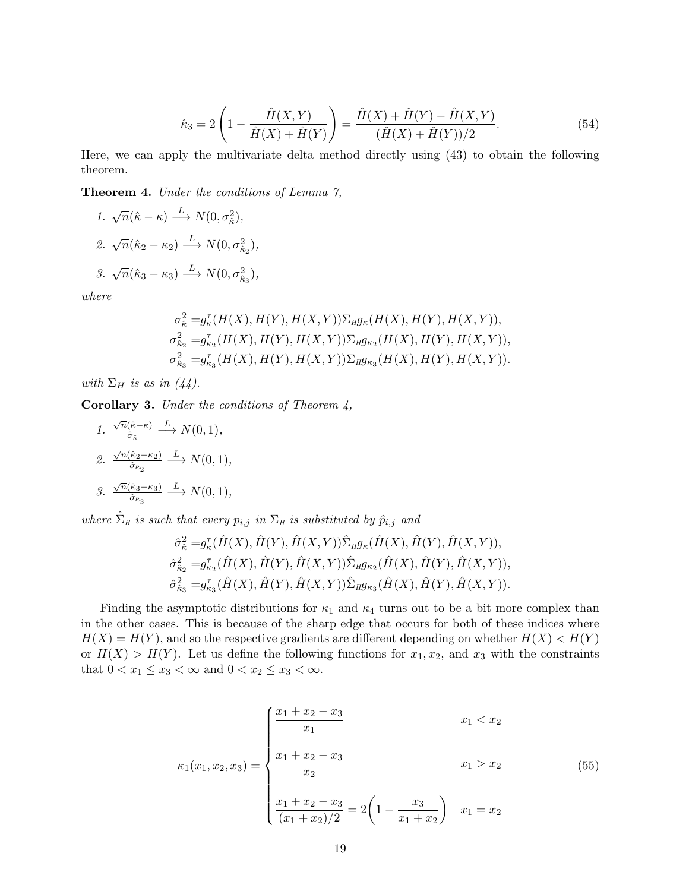$$\hat{\kappa}_3 = 2\left(1 - \frac{\hat{H}(X,Y)}{\hat{H}(X) + \hat{H}(Y)}\right) = \frac{\hat{H}(X) + \hat{H}(Y) - \hat{H}(X,Y)}{(\hat{H}(X) + \hat{H}(Y))/2}. \tag{54}$$

Here, we can apply the multivariate delta method directly using (43) to obtain the following theorem.

**Theorem 4.** *Under the conditions of Lemma 7,*

1. $\sqrt{n}(\hat{\kappa} - \kappa) \xrightarrow{L} N(0, \sigma^2_{\hat{\kappa}})$,
2. $\sqrt{n}(\hat{\kappa}_2 - \kappa_2) \xrightarrow{L} N(0, \sigma^2_{\hat{\kappa}_2})$,
3. $\sqrt{n}(\hat{\kappa}_3 - \kappa_3) \xrightarrow{L} N(0, \sigma^2_{\hat{\kappa}_3})$,

*where*

$$\begin{aligned}
\sigma^2_{\hat{\kappa}} =& g^\tau_\kappa(H(X), H(Y), H(X,Y))\Sigma_H g_\kappa(H(X), H(Y), H(X,Y)),\\
\sigma^2_{\hat{\kappa}_2} =& g^\tau_{\kappa_2}(H(X), H(Y), H(X,Y))\Sigma_H g_{\kappa_2}(H(X), H(Y), H(X,Y)),\\
\sigma^2_{\hat{\kappa}_3} =& g^\tau_{\kappa_3}(H(X), H(Y), H(X,Y))\Sigma_H g_{\kappa_3}(H(X), H(Y), H(X,Y)).
\end{aligned}$$

*with $\Sigma_H$ is as in (44).*

**Corollary 3.** *Under the conditions of Theorem 4,*

1. $\frac{\sqrt{n}(\hat{\kappa} - \kappa)}{\hat{\sigma}_{\hat{\kappa}}} \xrightarrow{L} N(0, 1)$,
2. $\frac{\sqrt{n}(\hat{\kappa}_2 - \kappa_2)}{\hat{\sigma}_{\hat{\kappa}_2}} \xrightarrow{L} N(0, 1)$,
3. $\frac{\sqrt{n}(\hat{\kappa}_3 - \kappa_3)}{\hat{\sigma}_{\hat{\kappa}_3}} \xrightarrow{L} N(0, 1)$,

*where $\hat{\Sigma}_H$ is such that every $p_{i,j}$ in $\Sigma_H$ is substituted by $\hat{p}_{i,j}$ and*

$$\begin{aligned}
\hat{\sigma}^2_{\hat{\kappa}} =& g^\tau_\kappa(\hat{H}(X), \hat{H}(Y), \hat{H}(X,Y))\hat{\Sigma}_H g_\kappa(\hat{H}(X), \hat{H}(Y), \hat{H}(X,Y)),\\
\hat{\sigma}^2_{\hat{\kappa}_2} =& g^\tau_{\kappa_2}(\hat{H}(X), \hat{H}(Y), \hat{H}(X,Y))\hat{\Sigma}_H g_{\kappa_2}(\hat{H}(X), \hat{H}(Y), \hat{H}(X,Y)),\\
\hat{\sigma}^2_{\hat{\kappa}_3} =& g^\tau_{\kappa_3}(\hat{H}(X), \hat{H}(Y), \hat{H}(X,Y))\hat{\Sigma}_H g_{\kappa_3}(\hat{H}(X), \hat{H}(Y), \hat{H}(X,Y)).
\end{aligned}$$

Finding the asymptotic distributions for $\kappa_1$ and $\kappa_4$ turns out to be a bit more complex than in the other cases. This is because of the sharp edge that occurs for both of these indices where $H(X) = H(Y)$, and so the respective gradients are different depending on whether $H(X) < H(Y)$ or $H(X) > H(Y)$. Let us define the following functions for $x_1, x_2$, and $x_3$ with the constraints that $0 < x_1 \le x_3 < \infty$ and $0 < x_2 \le x_3 < \infty$.

$$\kappa_1(x_1, x_2, x_3) = \begin{cases} \dfrac{x_1 + x_2 - x_3}{x_1} & x_1 < x_2 \\[2ex] \dfrac{x_1 + x_2 - x_3}{x_2} & x_1 > x_2 \\[2ex] \dfrac{x_1 + x_2 - x_3}{(x_1 + x_2)/2} = 2\left(1 - \dfrac{x_3}{x_1 + x_2}\right) & x_1 = x_2 \end{cases} \tag{55}$$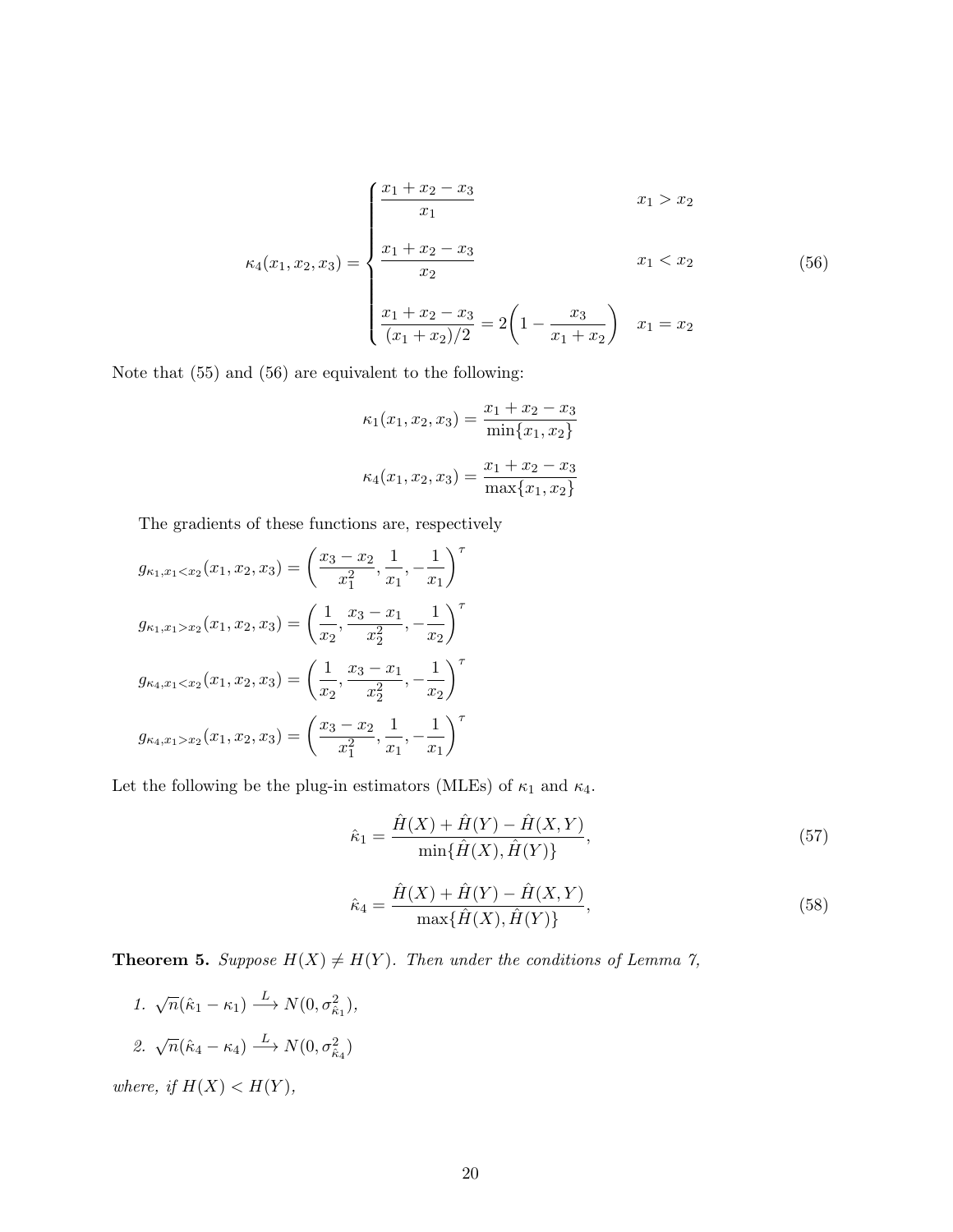$$
\kappa_4(x_1, x_2, x_3) = \begin{cases} \dfrac{x_1 + x_2 - x_3}{x_1} & x_1 > x_2 \\[2ex] \dfrac{x_1 + x_2 - x_3}{x_2} & x_1 < x_2 \\[2ex] \dfrac{x_1 + x_2 - x_3}{(x_1 + x_2)/2} = 2\left(1 - \dfrac{x_3}{x_1 + x_2}\right) & x_1 = x_2 \end{cases} \tag{56}
$$

Note that (55) and (56) are equivalent to the following:

$$
\kappa_1(x_1, x_2, x_3) = \frac{x_1 + x_2 - x_3}{\min\{x_1, x_2\}}
$$

$$
\kappa_4(x_1, x_2, x_3) = \frac{x_1 + x_2 - x_3}{\max\{x_1, x_2\}}
$$

The gradients of these functions are, respectively

$$
g_{\kappa_1, x_1 < x_2}(x_1, x_2, x_3) = \left(\frac{x_3 - x_2}{x_1^2}, \frac{1}{x_1}, -\frac{1}{x_1}\right)^\tau
$$

$$
g_{\kappa_1, x_1 > x_2}(x_1, x_2, x_3) = \left(\frac{1}{x_2}, \frac{x_3 - x_1}{x_2^2}, -\frac{1}{x_2}\right)^\tau
$$

$$
g_{\kappa_4, x_1 < x_2}(x_1, x_2, x_3) = \left(\frac{1}{x_2}, \frac{x_3 - x_1}{x_2^2}, -\frac{1}{x_2}\right)^\tau
$$

$$
g_{\kappa_4, x_1 > x_2}(x_1, x_2, x_3) = \left(\frac{x_3 - x_2}{x_1^2}, \frac{1}{x_1}, -\frac{1}{x_1}\right)^\tau
$$

Let the following be the plug-in estimators (MLEs) of $\kappa_1$ and $\kappa_4$.

$$
\hat{\kappa}_1 = \frac{\hat{H}(X) + \hat{H}(Y) - \hat{H}(X, Y)}{\min\{\hat{H}(X), \hat{H}(Y)\}}, \tag{57}
$$

$$
\hat{\kappa}_4 = \frac{\hat{H}(X) + \hat{H}(Y) - \hat{H}(X, Y)}{\max\{\hat{H}(X), \hat{H}(Y)\}}, \tag{58}
$$

**Theorem 5.** *Suppose $H(X) \neq H(Y)$. Then under the conditions of Lemma 7,*

1. $\sqrt{n}(\hat{\kappa}_1 - \kappa_1) \xrightarrow{L} N(0, \sigma^2_{\hat{\kappa}_1})$,
2. $\sqrt{n}(\hat{\kappa}_4 - \kappa_4) \xrightarrow{L} N(0, \sigma^2_{\hat{\kappa}_4})$

*where, if $H(X) < H(Y)$,*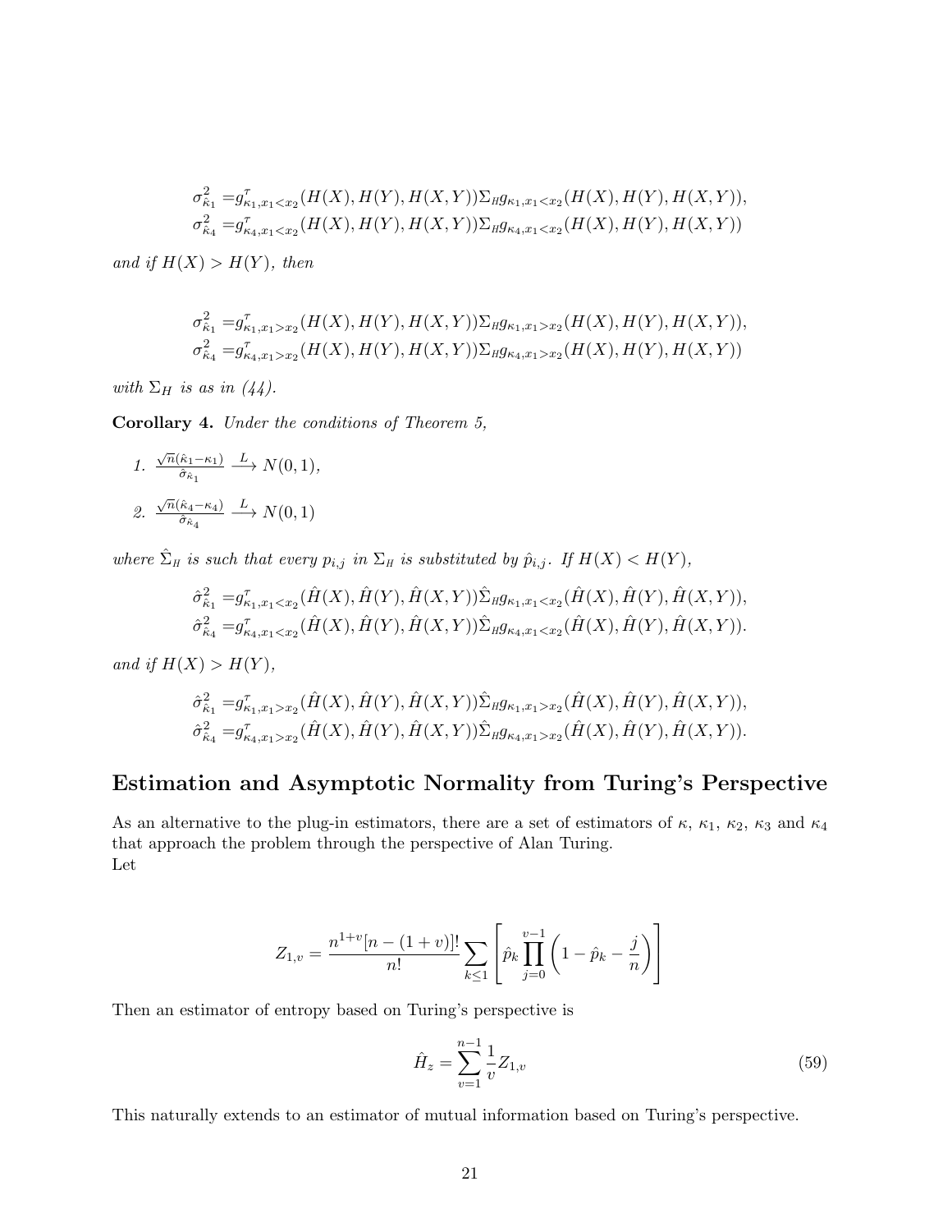$$
\begin{aligned}
\sigma^2_{\hat{\kappa}_1} =& g^{\tau}_{\kappa_1, x_1<x_2}(H(X), H(Y), H(X,Y))\Sigma_H g_{\kappa_1, x_1<x_2}(H(X), H(Y), H(X,Y)),\\
\sigma^2_{\hat{\kappa}_4} =& g^{\tau}_{\kappa_4, x_1<x_2}(H(X), H(Y), H(X,Y))\Sigma_H g_{\kappa_4, x_1<x_2}(H(X), H(Y), H(X,Y))
\end{aligned}
$$

*and if $H(X) > H(Y)$, then*

$$
\begin{aligned}
\sigma^2_{\hat{\kappa}_1} =& g^{\tau}_{\kappa_1, x_1>x_2}(H(X), H(Y), H(X,Y))\Sigma_H g_{\kappa_1, x_1>x_2}(H(X), H(Y), H(X,Y)),\\
\sigma^2_{\hat{\kappa}_4} =& g^{\tau}_{\kappa_4, x_1>x_2}(H(X), H(Y), H(X,Y))\Sigma_H g_{\kappa_4, x_1>x_2}(H(X), H(Y), H(X,Y))
\end{aligned}
$$

*with $\Sigma_H$ is as in (44).*

**Corollary 4.** *Under the conditions of Theorem 5,*

1. $\frac{\sqrt{n}(\hat{\kappa}_1 - \kappa_1)}{\hat{\sigma}_{\hat{\kappa}_1}} \xrightarrow{L} N(0,1)$,
2. $\frac{\sqrt{n}(\hat{\kappa}_4 - \kappa_4)}{\hat{\sigma}_{\hat{\kappa}_4}} \xrightarrow{L} N(0,1)$

*where $\hat{\Sigma}_H$ is such that every $p_{i,j}$ in $\Sigma_H$ is substituted by $\hat{p}_{i,j}$. If $H(X) < H(Y)$,*

$$
\begin{aligned}
\hat{\sigma}^2_{\hat{\kappa}_1} =& g^{\tau}_{\kappa_1, x_1<x_2}(\hat{H}(X), \hat{H}(Y), \hat{H}(X,Y))\hat{\Sigma}_H g_{\kappa_1, x_1<x_2}(\hat{H}(X), \hat{H}(Y), \hat{H}(X,Y)),\\
\hat{\sigma}^2_{\hat{\kappa}_4} =& g^{\tau}_{\kappa_4, x_1<x_2}(\hat{H}(X), \hat{H}(Y), \hat{H}(X,Y))\hat{\Sigma}_H g_{\kappa_4, x_1<x_2}(\hat{H}(X), \hat{H}(Y), \hat{H}(X,Y)).
\end{aligned}
$$

*and if $H(X) > H(Y)$,*

$$
\begin{aligned}
\hat{\sigma}^2_{\hat{\kappa}_1} =& g^{\tau}_{\kappa_1, x_1>x_2}(\hat{H}(X), \hat{H}(Y), \hat{H}(X,Y))\hat{\Sigma}_H g_{\kappa_1, x_1>x_2}(\hat{H}(X), \hat{H}(Y), \hat{H}(X,Y)),\\
\hat{\sigma}^2_{\hat{\kappa}_4} =& g^{\tau}_{\kappa_4, x_1>x_2}(\hat{H}(X), \hat{H}(Y), \hat{H}(X,Y))\hat{\Sigma}_H g_{\kappa_4, x_1>x_2}(\hat{H}(X), \hat{H}(Y), \hat{H}(X,Y)).
\end{aligned}
$$

## Estimation and Asymptotic Normality from Turing's Perspective

As an alternative to the plug-in estimators, there are a set of estimators of $\kappa$, $\kappa_1$, $\kappa_2$, $\kappa_3$ and $\kappa_4$ that approach the problem through the perspective of Alan Turing.
Let

$$
Z_{1,v} = \frac{n^{1+v}[n-(1+v)]!}{n!} \sum_{k \le 1} \left[ \hat{p}_k \prod_{j=0}^{v-1} \left(1 - \hat{p}_k - \frac{j}{n}\right) \right]
$$

Then an estimator of entropy based on Turing's perspective is

$$
\hat{H}_z = \sum_{v=1}^{n-1} \frac{1}{v} Z_{1,v} \tag{59}
$$

This naturally extends to an estimator of mutual information based on Turing's perspective.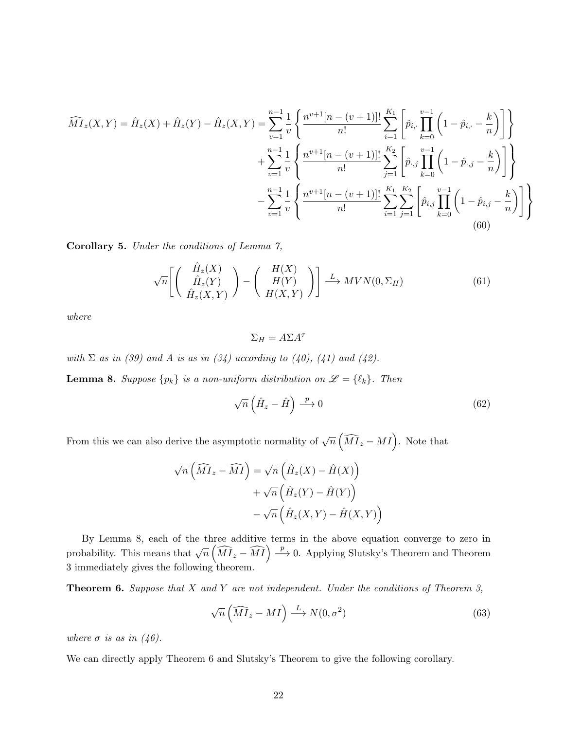$$
\begin{aligned}
\widehat{MI}_z(X,Y) = \hat{H}_z(X) + \hat{H}_z(Y) - \hat{H}_z(X,Y) = &\sum_{v=1}^{n-1} \frac{1}{v} \left\{ \frac{n^{v+1}[n-(v+1)]!}{n!} \sum_{i=1}^{K_1} \left[ \hat{p}_{i,\cdot} \prod_{k=0}^{v-1} \left( 1 - \hat{p}_{i,\cdot} - \frac{k}{n} \right) \right] \right\} \\
&+ \sum_{v=1}^{n-1} \frac{1}{v} \left\{ \frac{n^{v+1}[n-(v+1)]!}{n!} \sum_{j=1}^{K_2} \left[ \hat{p}_{\cdot,j} \prod_{k=0}^{v-1} \left( 1 - \hat{p}_{\cdot,j} - \frac{k}{n} \right) \right] \right\} \\
&- \sum_{v=1}^{n-1} \frac{1}{v} \left\{ \frac{n^{v+1}[n-(v+1)]!}{n!} \sum_{i=1}^{K_1} \sum_{j=1}^{K_2} \left[ \hat{p}_{i,j} \prod_{k=0}^{v-1} \left( 1 - \hat{p}_{i,j} - \frac{k}{n} \right) \right] \right\}
\end{aligned}
\tag{60}
$$

**Corollary 5.** *Under the conditions of Lemma 7,*

$$
\sqrt{n}\left[ \begin{pmatrix} \hat{H}_z(X) \\ \hat{H}_z(Y) \\ \hat{H}_z(X,Y) \end{pmatrix} - \begin{pmatrix} H(X) \\ H(Y) \\ H(X,Y) \end{pmatrix} \right] \xrightarrow{L} MVN(0, \Sigma_H) \tag{61}
$$

*where*

$$
\Sigma_H = A \Sigma A^\tau
$$

*with $\Sigma$ as in (39) and $A$ is as in (34) according to (40), (41) and (42).*

**Lemma 8.** *Suppose $\{p_k\}$ is a non-uniform distribution on $\mathscr{L} = \{\ell_k\}$. Then*

$$
\sqrt{n}\left( \hat{H}_z - \hat{H} \right) \xrightarrow{p} 0 \tag{62}
$$

From this we can also derive the asymptotic normality of $\sqrt{n}\left(\widehat{MI}_z - MI\right)$. Note that

$$
\begin{aligned}
\sqrt{n}\left( \widehat{MI}_z - \widehat{MI} \right) = &\sqrt{n}\left( \hat{H}_z(X) - \hat{H}(X) \right) \\
&+ \sqrt{n}\left( \hat{H}_z(Y) - \hat{H}(Y) \right) \\
&- \sqrt{n}\left( \hat{H}_z(X,Y) - \hat{H}(X,Y) \right)
\end{aligned}
$$

By Lemma 8, each of the three additive terms in the above equation converge to zero in probability. This means that $\sqrt{n}\left(\widehat{MI}_z - \widehat{MI}\right) \xrightarrow{p} 0$. Applying Slutsky's Theorem and Theorem 3 immediately gives the following theorem.

**Theorem 6.** *Suppose that $X$ and $Y$ are not independent. Under the conditions of Theorem 3,*

$$
\sqrt{n}\left( \widehat{MI}_z - MI \right) \xrightarrow{L} N(0, \sigma^2) \tag{63}
$$

*where $\sigma$ is as in (46).*

We can directly apply Theorem 6 and Slutsky's Theorem to give the following corollary.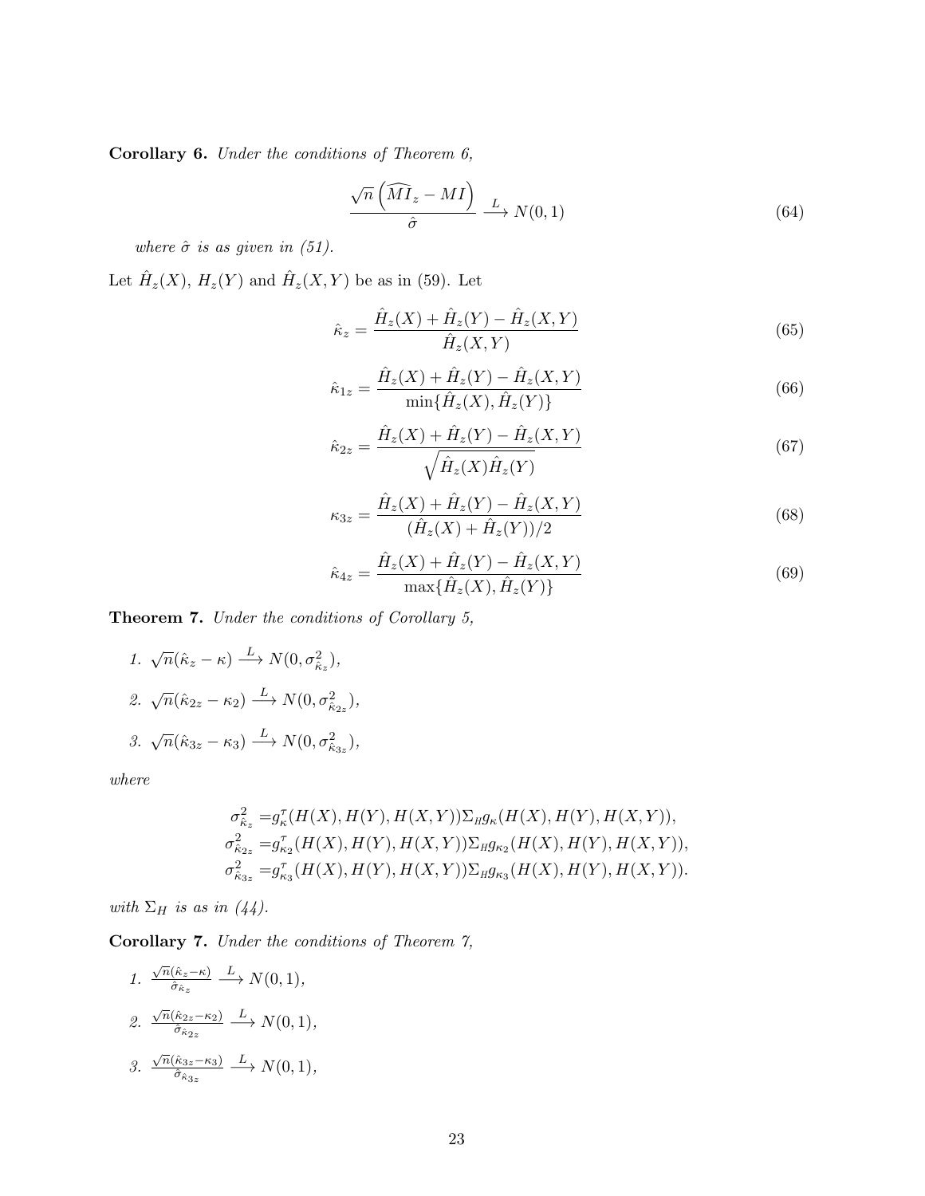**Corollary 6.** *Under the conditions of Theorem 6,*

$$\frac{\sqrt{n}\left(\widehat{MI}_z - MI\right)}{\hat{\sigma}} \xrightarrow{L} N(0,1) \tag{64}$$

*where $\hat{\sigma}$ is as given in (51).*

Let $\hat{H}_z(X)$, $H_z(Y)$ and $\hat{H}_z(X,Y)$ be as in (59). Let

$$\hat{\kappa}_z = \frac{\hat{H}_z(X) + \hat{H}_z(Y) - \hat{H}_z(X,Y)}{\hat{H}_z(X,Y)} \tag{65}$$

$$\hat{\kappa}_{1z} = \frac{\hat{H}_z(X) + \hat{H}_z(Y) - \hat{H}_z(X,Y)}{\min\{\hat{H}_z(X), \hat{H}_z(Y)\}} \tag{66}$$

$$\hat{\kappa}_{2z} = \frac{\hat{H}_z(X) + \hat{H}_z(Y) - \hat{H}_z(X,Y)}{\sqrt{\hat{H}_z(X)\hat{H}_z(Y)}} \tag{67}$$

$$\kappa_{3z} = \frac{\hat{H}_z(X) + \hat{H}_z(Y) - \hat{H}_z(X,Y)}{(\hat{H}_z(X) + \hat{H}_z(Y))/2} \tag{68}$$

$$\hat{\kappa}_{4z} = \frac{\hat{H}_z(X) + \hat{H}_z(Y) - \hat{H}_z(X,Y)}{\max\{\hat{H}_z(X), \hat{H}_z(Y)\}} \tag{69}$$

**Theorem 7.** *Under the conditions of Corollary 5,*

1. $\sqrt{n}(\hat{\kappa}_z - \kappa) \xrightarrow{L} N(0, \sigma^2_{\hat{\kappa}_z})$,
2. $\sqrt{n}(\hat{\kappa}_{2z} - \kappa_2) \xrightarrow{L} N(0, \sigma^2_{\hat{\kappa}_{2z}})$,
3. $\sqrt{n}(\hat{\kappa}_{3z} - \kappa_3) \xrightarrow{L} N(0, \sigma^2_{\hat{\kappa}_{3z}})$,

*where*

$$\begin{aligned}
\sigma^2_{\hat{\kappa}_z} &= g^{\tau}_{\kappa}(H(X), H(Y), H(X,Y))\Sigma_H g_{\kappa}(H(X), H(Y), H(X,Y)), \\
\sigma^2_{\hat{\kappa}_{2z}} &= g^{\tau}_{\kappa_2}(H(X), H(Y), H(X,Y))\Sigma_H g_{\kappa_2}(H(X), H(Y), H(X,Y)), \\
\sigma^2_{\hat{\kappa}_{3z}} &= g^{\tau}_{\kappa_3}(H(X), H(Y), H(X,Y))\Sigma_H g_{\kappa_3}(H(X), H(Y), H(X,Y)).
\end{aligned}$$

*with $\Sigma_H$ is as in (44).*

**Corollary 7.** *Under the conditions of Theorem 7,*

1. $\frac{\sqrt{n}(\hat{\kappa}_z - \kappa)}{\hat{\sigma}_{\hat{\kappa}_z}} \xrightarrow{L} N(0,1)$,
2. $\frac{\sqrt{n}(\hat{\kappa}_{2z} - \kappa_2)}{\hat{\sigma}_{\hat{\kappa}_{2z}}} \xrightarrow{L} N(0,1)$,
3. $\frac{\sqrt{n}(\hat{\kappa}_{3z} - \kappa_3)}{\hat{\sigma}_{\hat{\kappa}_{3z}}} \xrightarrow{L} N(0,1)$,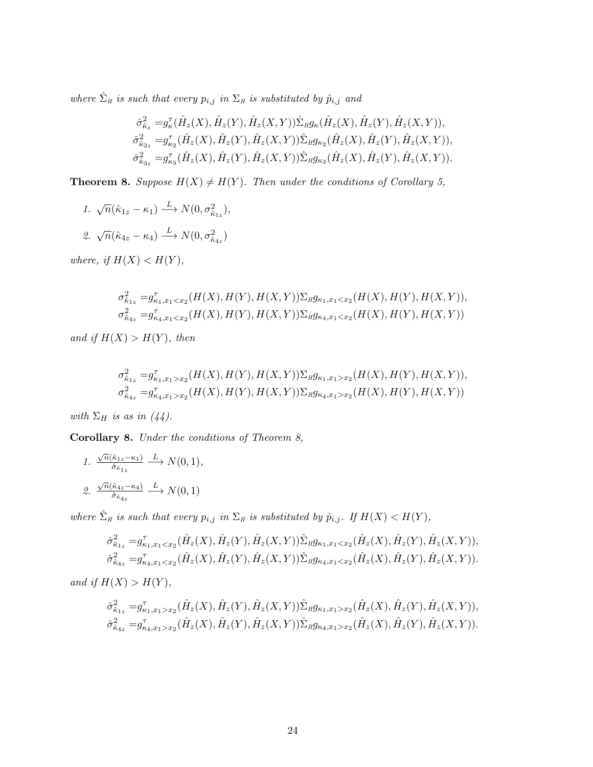*where* $\hat{\Sigma}_H$ *is such that every* $p_{i,j}$ *in* $\Sigma_H$ *is substituted by* $\hat{p}_{i,j}$ *and*

$$
\begin{aligned}
\hat{\sigma}^2_{\hat{\kappa}_z} =& g^\tau_\kappa(\hat{H}_z(X), \hat{H}_z(Y), \hat{H}_z(X,Y))\hat{\Sigma}_H g_\kappa(\hat{H}_z(X), \hat{H}_z(Y), \hat{H}_z(X,Y)),\\
\hat{\sigma}^2_{\hat{\kappa}_{2z}} =& g^\tau_{\kappa_2}(\hat{H}_z(X), \hat{H}_z(Y), \hat{H}_z(X,Y))\hat{\Sigma}_H g_{\kappa_2}(\hat{H}_z(X), \hat{H}_z(Y), \hat{H}_z(X,Y)),\\
\hat{\sigma}^2_{\hat{\kappa}_{3z}} =& g^\tau_{\kappa_3}(\hat{H}_z(X), \hat{H}_z(Y), \hat{H}_z(X,Y))\hat{\Sigma}_H g_{\kappa_3}(\hat{H}_z(X), \hat{H}_z(Y), \hat{H}_z(X,Y)).
\end{aligned}
$$

**Theorem 8.** *Suppose* $H(X) \neq H(Y)$. *Then under the conditions of Corollary 5,*

1. $\sqrt{n}(\hat{\kappa}_{1z} - \kappa_1) \xrightarrow{L} N(0, \sigma^2_{\hat{\kappa}_{1z}})$,
2. $\sqrt{n}(\hat{\kappa}_{4z} - \kappa_4) \xrightarrow{L} N(0, \sigma^2_{\hat{\kappa}_{4z}})$

*where, if* $H(X) < H(Y)$,

$$
\begin{aligned}
\sigma^2_{\hat{\kappa}_{1z}} =& g^\tau_{\kappa_1, x_1<x_2}(H(X), H(Y), H(X,Y))\Sigma_H g_{\kappa_1, x_1<x_2}(H(X), H(Y), H(X,Y)),\\
\sigma^2_{\hat{\kappa}_{4z}} =& g^\tau_{\kappa_4, x_1<x_2}(H(X), H(Y), H(X,Y))\Sigma_H g_{\kappa_4, x_1<x_2}(H(X), H(Y), H(X,Y))
\end{aligned}
$$

*and if* $H(X) > H(Y)$, *then*

$$
\begin{aligned}
\sigma^2_{\hat{\kappa}_{1z}} =& g^\tau_{\kappa_1, x_1>x_2}(H(X), H(Y), H(X,Y))\Sigma_H g_{\kappa_1, x_1>x_2}(H(X), H(Y), H(X,Y)),\\
\sigma^2_{\hat{\kappa}_{4z}} =& g^\tau_{\kappa_4, x_1>x_2}(H(X), H(Y), H(X,Y))\Sigma_H g_{\kappa_4, x_1>x_2}(H(X), H(Y), H(X,Y))
\end{aligned}
$$

*with* $\Sigma_H$ *is as in (44).*

**Corollary 8.** *Under the conditions of Theorem 8,*

1. $\frac{\sqrt{n}(\hat{\kappa}_{1z} - \kappa_1)}{\hat{\sigma}_{\hat{\kappa}_{1z}}} \xrightarrow{L} N(0, 1)$,
2. $\frac{\sqrt{n}(\hat{\kappa}_{4z} - \kappa_4)}{\hat{\sigma}_{\hat{\kappa}_{4z}}} \xrightarrow{L} N(0, 1)$

*where* $\hat{\Sigma}_H$ *is such that every* $p_{i,j}$ *in* $\Sigma_H$ *is substituted by* $\hat{p}_{i,j}$. *If* $H(X) < H(Y)$,

$$
\begin{aligned}
\hat{\sigma}^2_{\hat{\kappa}_{1z}} =& g^\tau_{\kappa_1, x_1<x_2}(\hat{H}_z(X), \hat{H}_z(Y), \hat{H}_z(X,Y))\hat{\Sigma}_H g_{\kappa_1, x_1<x_2}(\hat{H}_z(X), \hat{H}_z(Y), \hat{H}_z(X,Y)),\\
\hat{\sigma}^2_{\hat{\kappa}_{4z}} =& g^\tau_{\kappa_4, x_1<x_2}(\hat{H}_z(X), \hat{H}_z(Y), \hat{H}_z(X,Y))\hat{\Sigma}_H g_{\kappa_4, x_1<x_2}(\hat{H}_z(X), \hat{H}_z(Y), \hat{H}_z(X,Y)).
\end{aligned}
$$

*and if* $H(X) > H(Y)$,

$$
\begin{aligned}
\hat{\sigma}^2_{\hat{\kappa}_{1z}} =& g^\tau_{\kappa_1, x_1>x_2}(\hat{H}_z(X), \hat{H}_z(Y), \hat{H}_z(X,Y))\hat{\Sigma}_H g_{\kappa_1, x_1>x_2}(\hat{H}_z(X), \hat{H}_z(Y), \hat{H}_z(X,Y)),\\
\hat{\sigma}^2_{\hat{\kappa}_{4z}} =& g^\tau_{\kappa_4, x_1>x_2}(\hat{H}_z(X), \hat{H}_z(Y), \hat{H}_z(X,Y))\hat{\Sigma}_H g_{\kappa_4, x_1>x_2}(\hat{H}_z(X), \hat{H}_z(Y), \hat{H}_z(X,Y)).
\end{aligned}
$$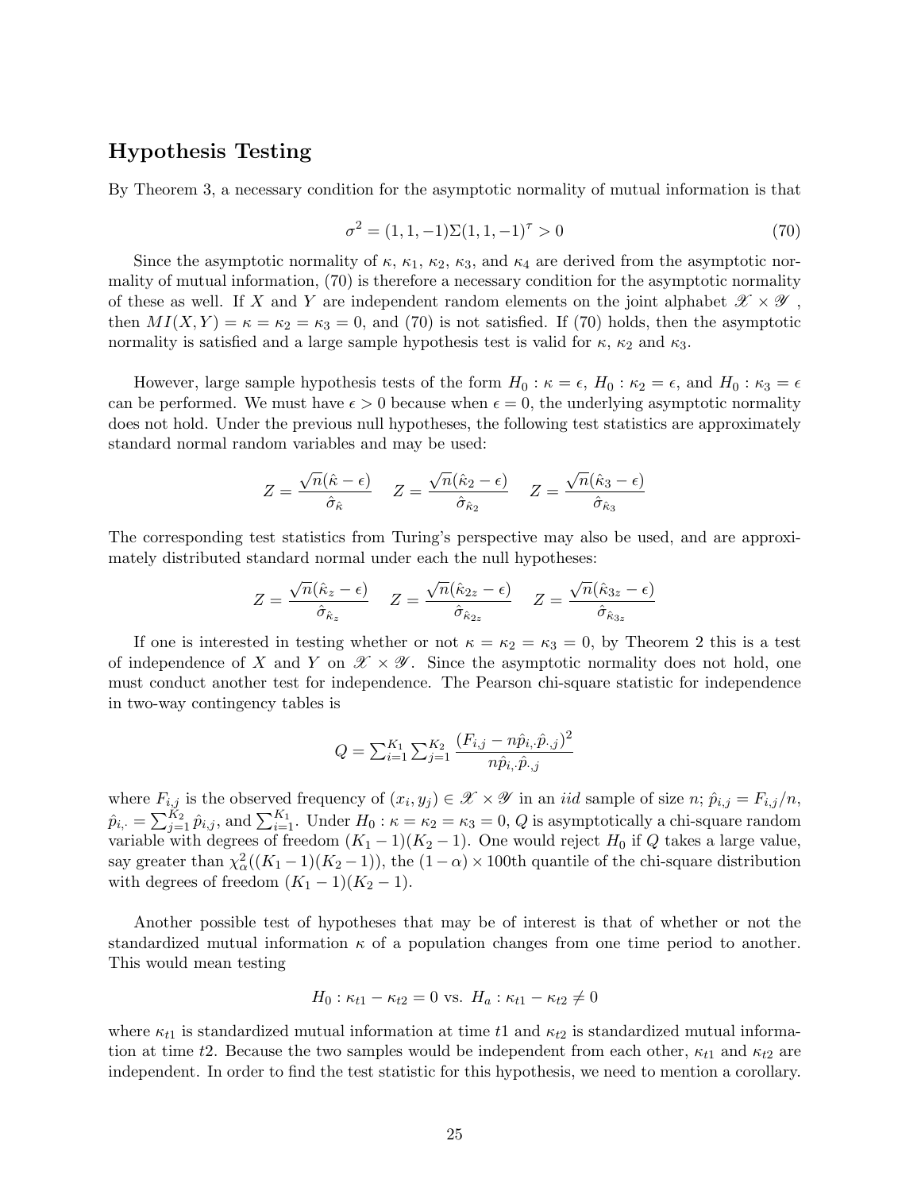## Hypothesis Testing

By Theorem 3, a necessary condition for the asymptotic normality of mutual information is that

$$\sigma^2 = (1, 1, -1)\Sigma(1, 1, -1)^\tau > 0 \tag{70}$$

Since the asymptotic normality of $\kappa$, $\kappa_1$, $\kappa_2$, $\kappa_3$, and $\kappa_4$ are derived from the asymptotic normality of mutual information, (70) is therefore a necessary condition for the asymptotic normality of these as well. If $X$ and $Y$ are independent random elements on the joint alphabet $\mathscr{X} \times \mathscr{Y}$, then $MI(X, Y) = \kappa = \kappa_2 = \kappa_3 = 0$, and (70) is not satisfied. If (70) holds, then the asymptotic normality is satisfied and a large sample hypothesis test is valid for $\kappa$, $\kappa_2$ and $\kappa_3$.

However, large sample hypothesis tests of the form $H_0 : \kappa = \epsilon$, $H_0 : \kappa_2 = \epsilon$, and $H_0 : \kappa_3 = \epsilon$ can be performed. We must have $\epsilon > 0$ because when $\epsilon = 0$, the underlying asymptotic normality does not hold. Under the previous null hypotheses, the following test statistics are approximately standard normal random variables and may be used:

$$Z = \frac{\sqrt{n}(\hat{\kappa} - \epsilon)}{\hat{\sigma}_{\hat{\kappa}}} \quad Z = \frac{\sqrt{n}(\hat{\kappa}_2 - \epsilon)}{\hat{\sigma}_{\hat{\kappa}_2}} \quad Z = \frac{\sqrt{n}(\hat{\kappa}_3 - \epsilon)}{\hat{\sigma}_{\hat{\kappa}_3}}$$

The corresponding test statistics from Turing's perspective may also be used, and are approximately distributed standard normal under each the null hypotheses:

$$Z = \frac{\sqrt{n}(\hat{\kappa}_z - \epsilon)}{\hat{\sigma}_{\hat{\kappa}_z}} \quad Z = \frac{\sqrt{n}(\hat{\kappa}_{2z} - \epsilon)}{\hat{\sigma}_{\hat{\kappa}_{2z}}} \quad Z = \frac{\sqrt{n}(\hat{\kappa}_{3z} - \epsilon)}{\hat{\sigma}_{\hat{\kappa}_{3z}}}$$

If one is interested in testing whether or not $\kappa = \kappa_2 = \kappa_3 = 0$, by Theorem 2 this is a test of independence of $X$ and $Y$ on $\mathscr{X} \times \mathscr{Y}$. Since the asymptotic normality does not hold, one must conduct another test for independence. The Pearson chi-square statistic for independence in two-way contingency tables is

$$Q = \sum_{i=1}^{K_1} \sum_{j=1}^{K_2} \frac{(F_{i,j} - n\hat{p}_{i,\cdot}\hat{p}_{\cdot,j})^2}{n\hat{p}_{i,\cdot}\hat{p}_{\cdot,j}}$$

where $F_{i,j}$ is the observed frequency of $(x_i, y_j) \in \mathscr{X} \times \mathscr{Y}$ in an *iid* sample of size $n$; $\hat{p}_{i,j} = F_{i,j}/n$, $\hat{p}_{i,\cdot} = \sum_{j=1}^{K_2} \hat{p}_{i,j}$, and $\sum_{i=1}^{K_1}$. Under $H_0 : \kappa = \kappa_2 = \kappa_3 = 0$, $Q$ is asymptotically a chi-square random variable with degrees of freedom $(K_1 - 1)(K_2 - 1)$. One would reject $H_0$ if $Q$ takes a large value, say greater than $\chi^2_\alpha((K_1 - 1)(K_2 - 1))$, the $(1 - \alpha) \times 100$th quantile of the chi-square distribution with degrees of freedom $(K_1 - 1)(K_2 - 1)$.

Another possible test of hypotheses that may be of interest is that of whether or not the standardized mutual information $\kappa$ of a population changes from one time period to another. This would mean testing

$$H_0 : \kappa_{t1} - \kappa_{t2} = 0 \text{ vs. } H_a : \kappa_{t1} - \kappa_{t2} \neq 0$$

where $\kappa_{t1}$ is standardized mutual information at time $t1$ and $\kappa_{t2}$ is standardized mutual information at time $t2$. Because the two samples would be independent from each other, $\kappa_{t1}$ and $\kappa_{t2}$ are independent. In order to find the test statistic for this hypothesis, we need to mention a corollary.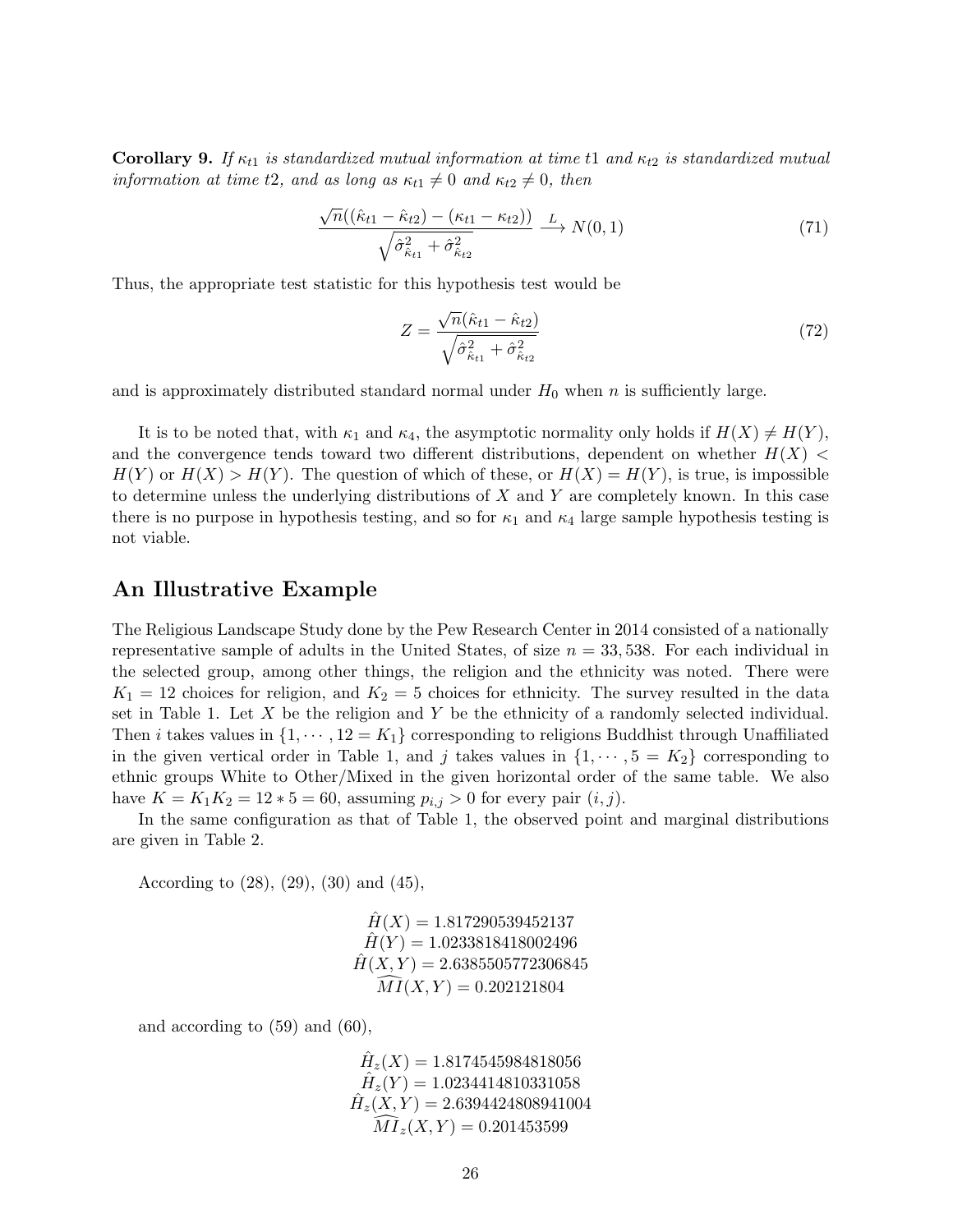**Corollary 9.** *If $\kappa_{t1}$ is standardized mutual information at time $t1$ and $\kappa_{t2}$ is standardized mutual information at time $t2$, and as long as $\kappa_{t1} \neq 0$ and $\kappa_{t2} \neq 0$, then*

$$\frac{\sqrt{n}((\hat{\kappa}_{t1} - \hat{\kappa}_{t2}) - (\kappa_{t1} - \kappa_{t2}))}{\sqrt{\hat{\sigma}^2_{\hat{\kappa}_{t1}} + \hat{\sigma}^2_{\hat{\kappa}_{t2}}}} \xrightarrow{L} N(0,1) \tag{71}$$

Thus, the appropriate test statistic for this hypothesis test would be

$$Z = \frac{\sqrt{n}(\hat{\kappa}_{t1} - \hat{\kappa}_{t2})}{\sqrt{\hat{\sigma}^2_{\hat{\kappa}_{t1}} + \hat{\sigma}^2_{\hat{\kappa}_{t2}}}} \tag{72}$$

and is approximately distributed standard normal under $H_0$ when $n$ is sufficiently large.

It is to be noted that, with $\kappa_1$ and $\kappa_4$, the asymptotic normality only holds if $H(X) \neq H(Y)$, and the convergence tends toward two different distributions, dependent on whether $H(X) < H(Y)$ or $H(X) > H(Y)$. The question of which of these, or $H(X) = H(Y)$, is true, is impossible to determine unless the underlying distributions of $X$ and $Y$ are completely known. In this case there is no purpose in hypothesis testing, and so for $\kappa_1$ and $\kappa_4$ large sample hypothesis testing is not viable.

## An Illustrative Example

The Religious Landscape Study done by the Pew Research Center in 2014 consisted of a nationally representative sample of adults in the United States, of size $n = 33,538$. For each individual in the selected group, among other things, the religion and the ethnicity was noted. There were $K_1 = 12$ choices for religion, and $K_2 = 5$ choices for ethnicity. The survey resulted in the data set in Table 1. Let $X$ be the religion and $Y$ be the ethnicity of a randomly selected individual. Then $i$ takes values in $\{1, \cdots, 12 = K_1\}$ corresponding to religions Buddhist through Unaffiliated in the given vertical order in Table 1, and $j$ takes values in $\{1, \cdots, 5 = K_2\}$ corresponding to ethnic groups White to Other/Mixed in the given horizontal order of the same table. We also have $K = K_1 K_2 = 12 * 5 = 60$, assuming $p_{i,j} > 0$ for every pair $(i, j)$.

In the same configuration as that of Table 1, the observed point and marginal distributions are given in Table 2.

According to (28), (29), (30) and (45),

$$\hat{H}(X) = 1.817290539452137$$
$$\hat{H}(Y) = 1.0233818418002496$$
$$\hat{H}(X,Y) = 2.6385505772306845$$
$$\widehat{MI}(X,Y) = 0.202121804$$

and according to (59) and (60),

$$\hat{H}_z(X) = 1.8174545984818056$$
$$\hat{H}_z(Y) = 1.0234414810331058$$
$$\hat{H}_z(X,Y) = 2.6394424808941004$$
$$\widehat{MI}_z(X,Y) = 0.201453599$$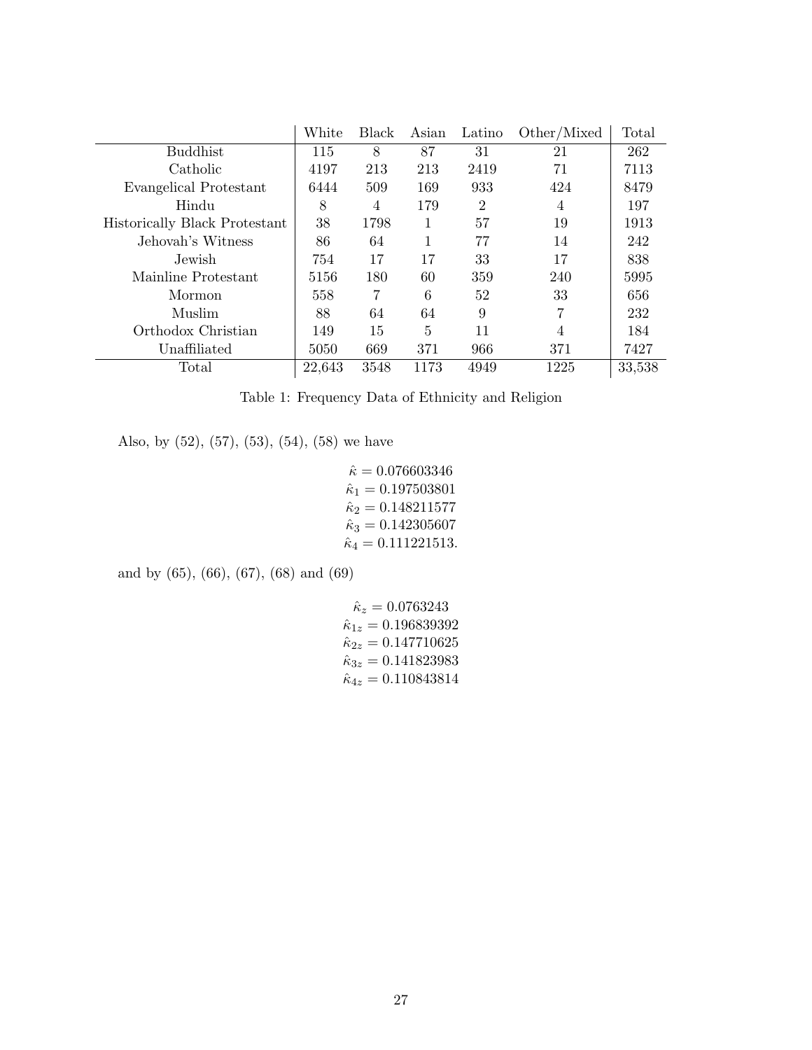| | White | Black | Asian | Latino | Other/Mixed | Total |
|---|---|---|---|---|---|---|
| Buddhist | 115 | 8 | 87 | 31 | 21 | 262 |
| Catholic | 4197 | 213 | 213 | 2419 | 71 | 7113 |
| Evangelical Protestant | 6444 | 509 | 169 | 933 | 424 | 8479 |
| Hindu | 8 | 4 | 179 | 2 | 4 | 197 |
| Historically Black Protestant | 38 | 1798 | 1 | 57 | 19 | 1913 |
| Jehovah's Witness | 86 | 64 | 1 | 77 | 14 | 242 |
| Jewish | 754 | 17 | 17 | 33 | 17 | 838 |
| Mainline Protestant | 5156 | 180 | 60 | 359 | 240 | 5995 |
| Mormon | 558 | 7 | 6 | 52 | 33 | 656 |
| Muslim | 88 | 64 | 64 | 9 | 7 | 232 |
| Orthodox Christian | 149 | 15 | 5 | 11 | 4 | 184 |
| Unaffiliated | 5050 | 669 | 371 | 966 | 371 | 7427 |
| Total | 22,643 | 3548 | 1173 | 4949 | 1225 | 33,538 |

Table 1: Frequency Data of Ethnicity and Religion

Also, by (52), (57), (53), (54), (58) we have

$$\hat{\kappa} = 0.076603346$$
$$\hat{\kappa}_1 = 0.197503801$$
$$\hat{\kappa}_2 = 0.148211577$$
$$\hat{\kappa}_3 = 0.142305607$$
$$\hat{\kappa}_4 = 0.111221513.$$

and by (65), (66), (67), (68) and (69)

$$\hat{\kappa}_z = 0.0763243$$
$$\hat{\kappa}_{1z} = 0.196839392$$
$$\hat{\kappa}_{2z} = 0.147710625$$
$$\hat{\kappa}_{3z} = 0.141823983$$
$$\hat{\kappa}_{4z} = 0.110843814$$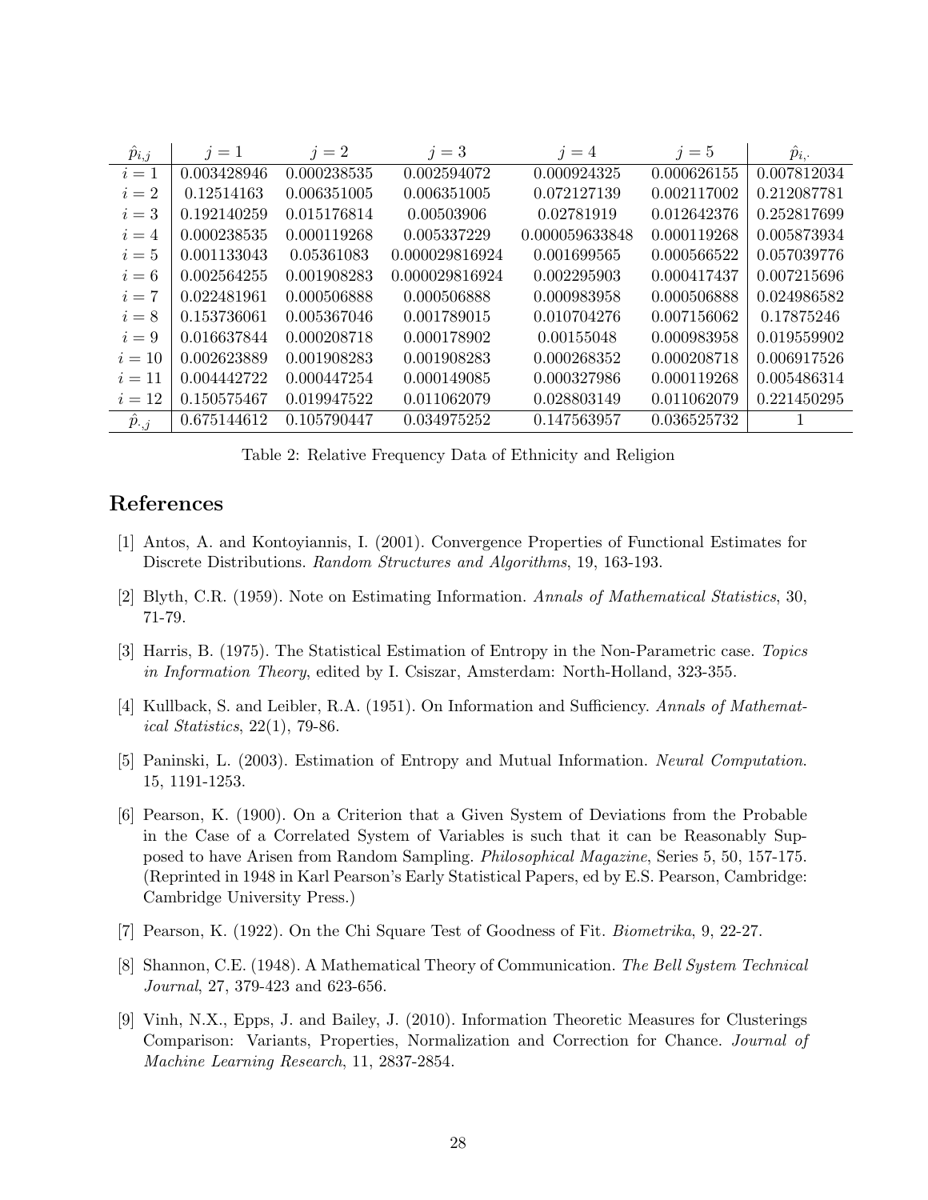| $\hat{p}_{i,j}$ | $j = 1$ | $j = 2$ | $j = 3$ | $j = 4$ | $j = 5$ | $\hat{p}_{i,\cdot}$ |
|---|---|---|---|---|---|---|
| $i = 1$ | 0.003428946 | 0.000238535 | 0.002594072 | 0.000924325 | 0.000626155 | 0.007812034 |
| $i = 2$ | 0.12514163 | 0.006351005 | 0.006351005 | 0.072127139 | 0.002117002 | 0.212087781 |
| $i = 3$ | 0.192140259 | 0.015176814 | 0.00503906 | 0.02781919 | 0.012642376 | 0.252817699 |
| $i = 4$ | 0.000238535 | 0.000119268 | 0.005337229 | 0.000059633848 | 0.000119268 | 0.005873934 |
| $i = 5$ | 0.001133043 | 0.05361083 | 0.000029816924 | 0.001699565 | 0.000566522 | 0.057039776 |
| $i = 6$ | 0.002564255 | 0.001908283 | 0.000029816924 | 0.002295903 | 0.000417437 | 0.007215696 |
| $i = 7$ | 0.022481961 | 0.000506888 | 0.000506888 | 0.000983958 | 0.000506888 | 0.024986582 |
| $i = 8$ | 0.153736061 | 0.005367046 | 0.001789015 | 0.010704276 | 0.007156062 | 0.17875246 |
| $i = 9$ | 0.016637844 | 0.000208718 | 0.000178902 | 0.00155048 | 0.000983958 | 0.019559902 |
| $i = 10$ | 0.002623889 | 0.001908283 | 0.001908283 | 0.000268352 | 0.000208718 | 0.006917526 |
| $i = 11$ | 0.004442722 | 0.000447254 | 0.000149085 | 0.000327986 | 0.000119268 | 0.005486314 |
| $i = 12$ | 0.150575467 | 0.019947522 | 0.011062079 | 0.028803149 | 0.011062079 | 0.221450295 |
| $\hat{p}_{\cdot,j}$ | 0.675144612 | 0.105790447 | 0.034975252 | 0.147563957 | 0.036525732 | 1 |

Table 2: Relative Frequency Data of Ethnicity and Religion

# References

[1] Antos, A. and Kontoyiannis, I. (2001). Convergence Properties of Functional Estimates for Discrete Distributions. *Random Structures and Algorithms*, 19, 163-193.

[2] Blyth, C.R. (1959). Note on Estimating Information. *Annals of Mathematical Statistics*, 30, 71-79.

[3] Harris, B. (1975). The Statistical Estimation of Entropy in the Non-Parametric case. *Topics in Information Theory*, edited by I. Csiszar, Amsterdam: North-Holland, 323-355.

[4] Kullback, S. and Leibler, R.A. (1951). On Information and Sufficiency. *Annals of Mathematical Statistics*, 22(1), 79-86.

[5] Paninski, L. (2003). Estimation of Entropy and Mutual Information. *Neural Computation*. 15, 1191-1253.

[6] Pearson, K. (1900). On a Criterion that a Given System of Deviations from the Probable in the Case of a Correlated System of Variables is such that it can be Reasonably Supposed to have Arisen from Random Sampling. *Philosophical Magazine*, Series 5, 50, 157-175. (Reprinted in 1948 in Karl Pearson's Early Statistical Papers, ed by E.S. Pearson, Cambridge: Cambridge University Press.)

[7] Pearson, K. (1922). On the Chi Square Test of Goodness of Fit. *Biometrika*, 9, 22-27.

[8] Shannon, C.E. (1948). A Mathematical Theory of Communication. *The Bell System Technical Journal*, 27, 379-423 and 623-656.

[9] Vinh, N.X., Epps, J. and Bailey, J. (2010). Information Theoretic Measures for Clusterings Comparison: Variants, Properties, Normalization and Correction for Chance. *Journal of Machine Learning Research*, 11, 2837-2854.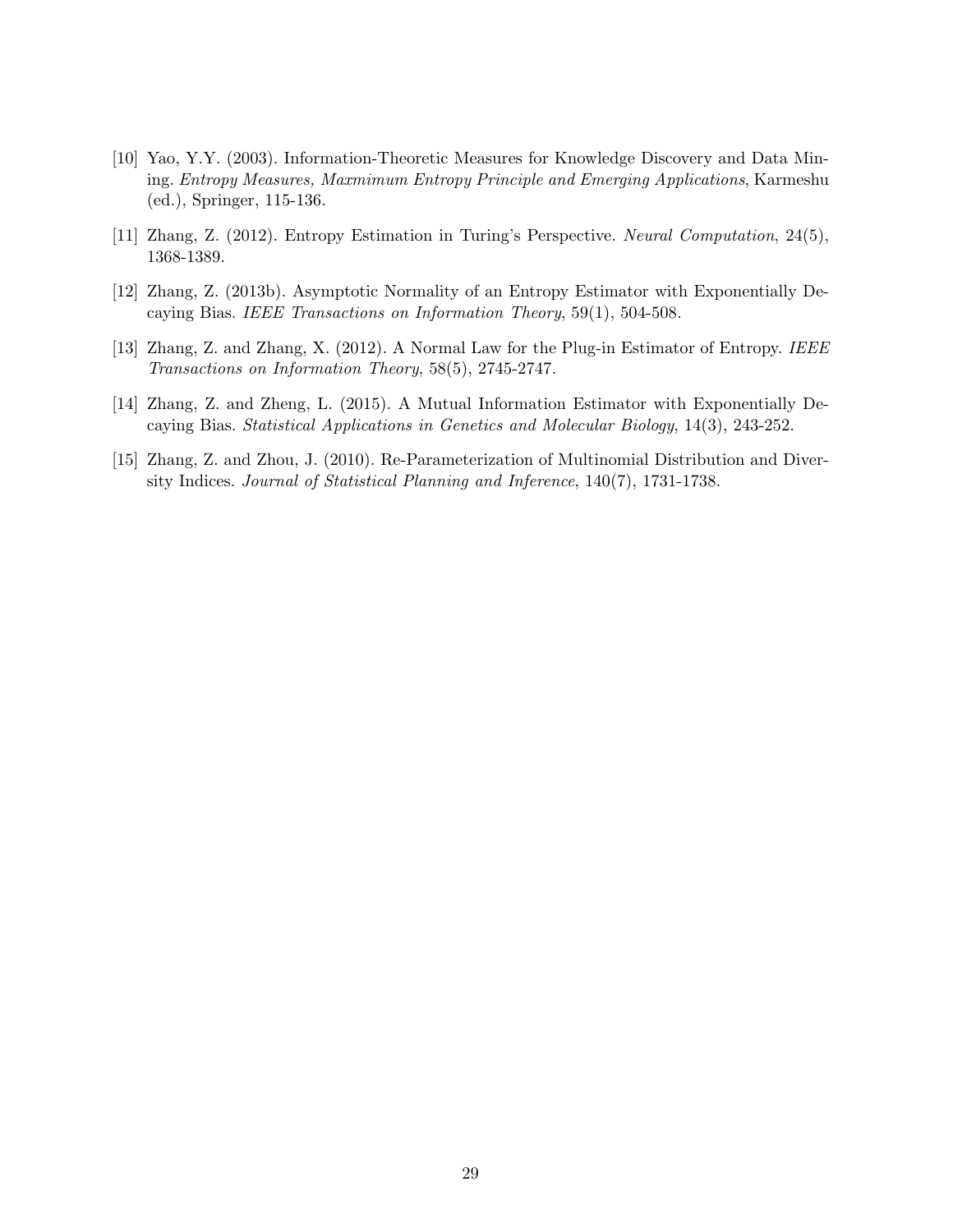[10] Yao, Y.Y. (2003). Information-Theoretic Measures for Knowledge Discovery and Data Mining. *Entropy Measures, Maxmimum Entropy Principle and Emerging Applications*, Karmeshu (ed.), Springer, 115-136.

[11] Zhang, Z. (2012). Entropy Estimation in Turing's Perspective. *Neural Computation*, 24(5), 1368-1389.

[12] Zhang, Z. (2013b). Asymptotic Normality of an Entropy Estimator with Exponentially Decaying Bias. *IEEE Transactions on Information Theory*, 59(1), 504-508.

[13] Zhang, Z. and Zhang, X. (2012). A Normal Law for the Plug-in Estimator of Entropy. *IEEE Transactions on Information Theory*, 58(5), 2745-2747.

[14] Zhang, Z. and Zheng, L. (2015). A Mutual Information Estimator with Exponentially Decaying Bias. *Statistical Applications in Genetics and Molecular Biology*, 14(3), 243-252.

[15] Zhang, Z. and Zhou, J. (2010). Re-Parameterization of Multinomial Distribution and Diversity Indices. *Journal of Statistical Planning and Inference*, 140(7), 1731-1738.